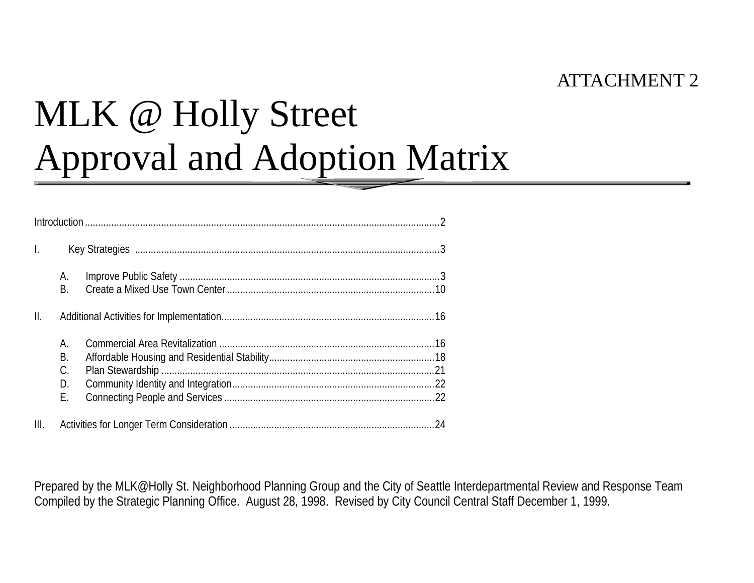ATTACHMENT 2

# MLK @ Holly Street
# Approval and Adoption Matrix

Introduction ........................................................................................................................................2

I. Key Strategies ..................................................................................................................3

   A. Improve Public Safety ..................................................................................................3
   B. Create a Mixed Use Town Center ..............................................................................10

II. Additional Activities for Implementation................................................................................16

   A. Commercial Area Revitalization .................................................................................16
   B. Affordable Housing and Residential Stability..............................................................18
   C. Plan Stewardship .......................................................................................................21
   D. Community Identity and Integration............................................................................22
   E. Connecting People and Services ................................................................................22

III. Activities for Longer Term Consideration .............................................................................24

Prepared by the MLK@Holly St. Neighborhood Planning Group and the City of Seattle Interdepartmental Review and Response Team
Compiled by the Strategic Planning Office. August 28, 1998. Revised by City Council Central Staff December 1, 1999.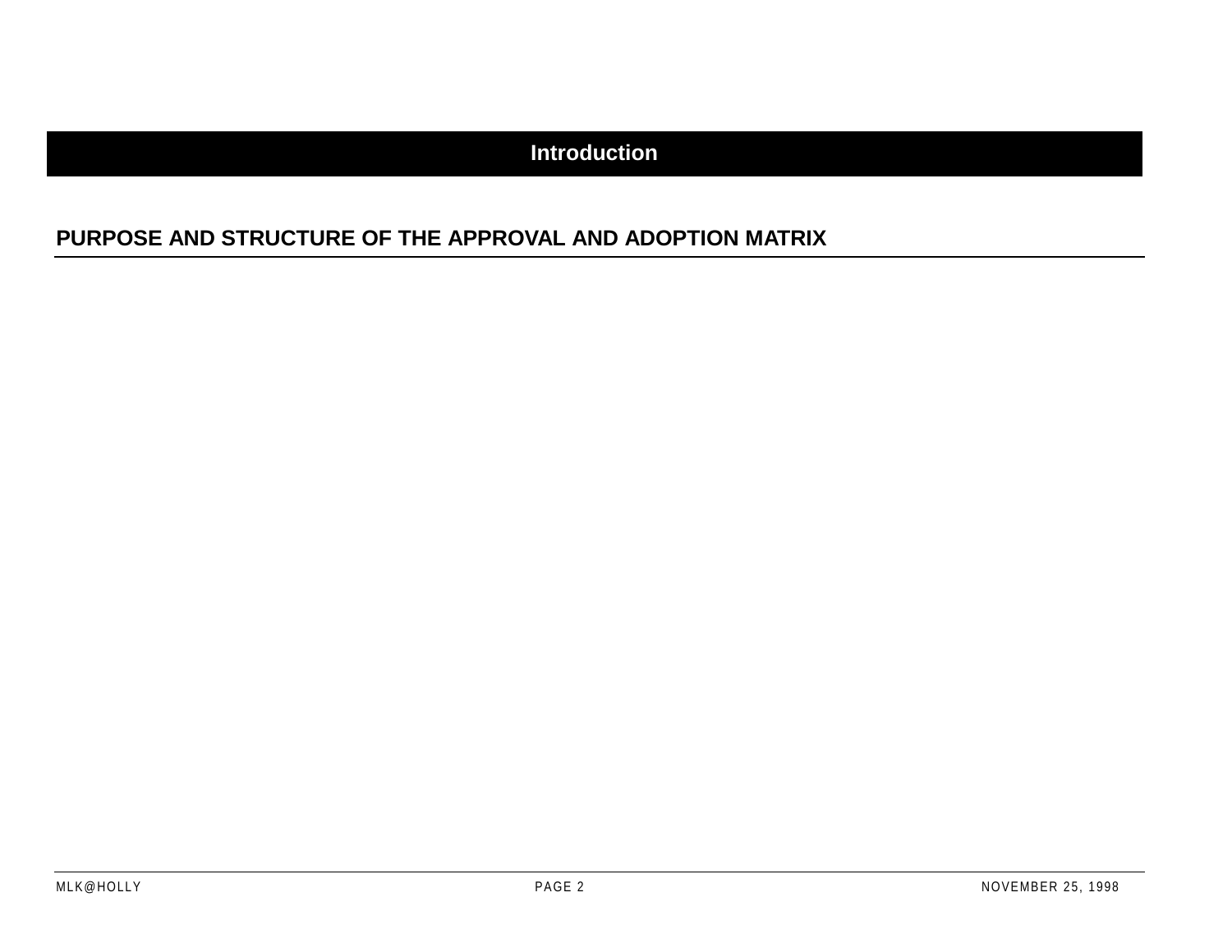# Introduction

## PURPOSE AND STRUCTURE OF THE APPROVAL AND ADOPTION MATRIX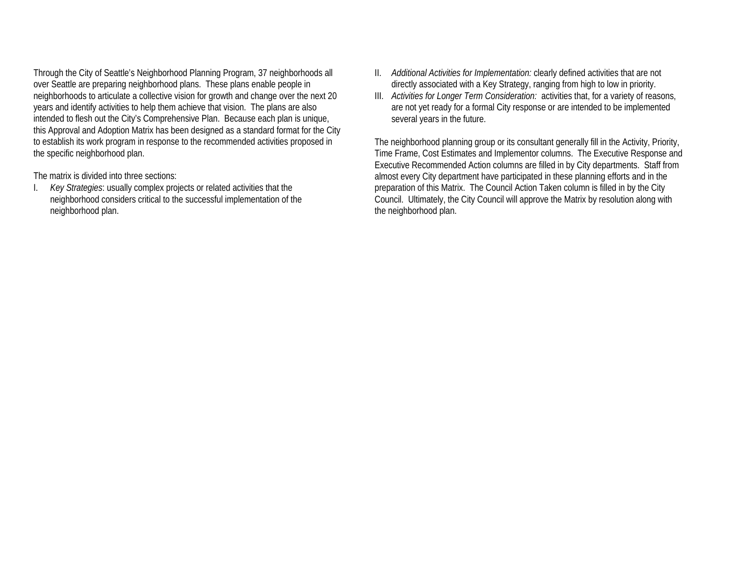Through the City of Seattle's Neighborhood Planning Program, 37 neighborhoods all over Seattle are preparing neighborhood plans. These plans enable people in neighborhoods to articulate a collective vision for growth and change over the next 20 years and identify activities to help them achieve that vision. The plans are also intended to flesh out the City's Comprehensive Plan. Because each plan is unique, this Approval and Adoption Matrix has been designed as a standard format for the City to establish its work program in response to the recommended activities proposed in the specific neighborhood plan.

The matrix is divided into three sections:

I. *Key Strategies*: usually complex projects or related activities that the neighborhood considers critical to the successful implementation of the neighborhood plan.
II. *Additional Activities for Implementation:* clearly defined activities that are not directly associated with a Key Strategy, ranging from high to low in priority.
III. *Activities for Longer Term Consideration:* activities that, for a variety of reasons, are not yet ready for a formal City response or are intended to be implemented several years in the future.

The neighborhood planning group or its consultant generally fill in the Activity, Priority, Time Frame, Cost Estimates and Implementor columns. The Executive Response and Executive Recommended Action columns are filled in by City departments. Staff from almost every City department have participated in these planning efforts and in the preparation of this Matrix. The Council Action Taken column is filled in by the City Council. Ultimately, the City Council will approve the Matrix by resolution along with the neighborhood plan.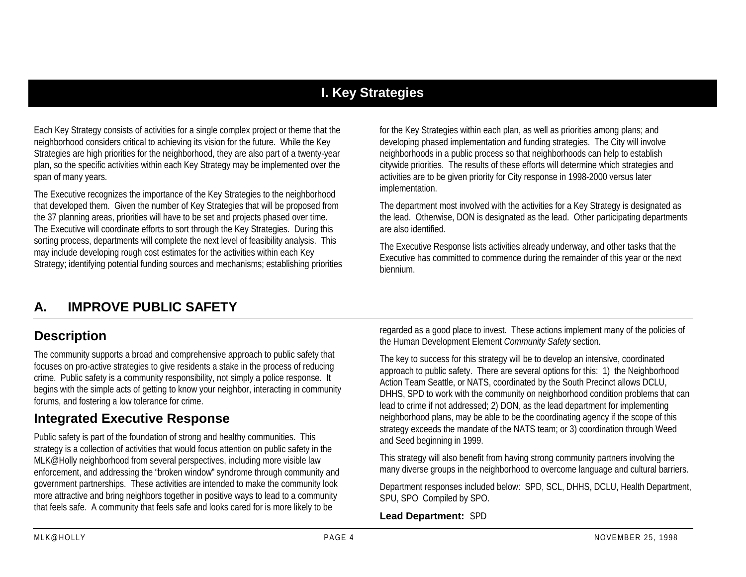# I. Key Strategies

Each Key Strategy consists of activities for a single complex project or theme that the neighborhood considers critical to achieving its vision for the future. While the Key Strategies are high priorities for the neighborhood, they are also part of a twenty-year plan, so the specific activities within each Key Strategy may be implemented over the span of many years.

The Executive recognizes the importance of the Key Strategies to the neighborhood that developed them. Given the number of Key Strategies that will be proposed from the 37 planning areas, priorities will have to be set and projects phased over time. The Executive will coordinate efforts to sort through the Key Strategies. During this sorting process, departments will complete the next level of feasibility analysis. This may include developing rough cost estimates for the activities within each Key Strategy; identifying potential funding sources and mechanisms; establishing priorities for the Key Strategies within each plan, as well as priorities among plans; and developing phased implementation and funding strategies. The City will involve neighborhoods in a public process so that neighborhoods can help to establish citywide priorities. The results of these efforts will determine which strategies and activities are to be given priority for City response in 1998-2000 versus later implementation.

The department most involved with the activities for a Key Strategy is designated as the lead. Otherwise, DON is designated as the lead. Other participating departments are also identified.

The Executive Response lists activities already underway, and other tasks that the Executive has committed to commence during the remainder of this year or the next biennium.

## A. IMPROVE PUBLIC SAFETY

### Description

The community supports a broad and comprehensive approach to public safety that focuses on pro-active strategies to give residents a stake in the process of reducing crime. Public safety is a community responsibility, not simply a police response. It begins with the simple acts of getting to know your neighbor, interacting in community forums, and fostering a low tolerance for crime.

### Integrated Executive Response

Public safety is part of the foundation of strong and healthy communities. This strategy is a collection of activities that would focus attention on public safety in the MLK@Holly neighborhood from several perspectives, including more visible law enforcement, and addressing the "broken window" syndrome through community and government partnerships. These activities are intended to make the community look more attractive and bring neighbors together in positive ways to lead to a community that feels safe. A community that feels safe and looks cared for is more likely to be regarded as a good place to invest. These actions implement many of the policies of the Human Development Element *Community Safety* section.

The key to success for this strategy will be to develop an intensive, coordinated approach to public safety. There are several options for this: 1) the Neighborhood Action Team Seattle, or NATS, coordinated by the South Precinct allows DCLU, DHHS, SPD to work with the community on neighborhood condition problems that can lead to crime if not addressed; 2) DON, as the lead department for implementing neighborhood plans, may be able to be the coordinating agency if the scope of this strategy exceeds the mandate of the NATS team; or 3) coordination through Weed and Seed beginning in 1999.

This strategy will also benefit from having strong community partners involving the many diverse groups in the neighborhood to overcome language and cultural barriers.

Department responses included below: SPD, SCL, DHHS, DCLU, Health Department, SPU, SPO Compiled by SPO.

**Lead Department:** SPD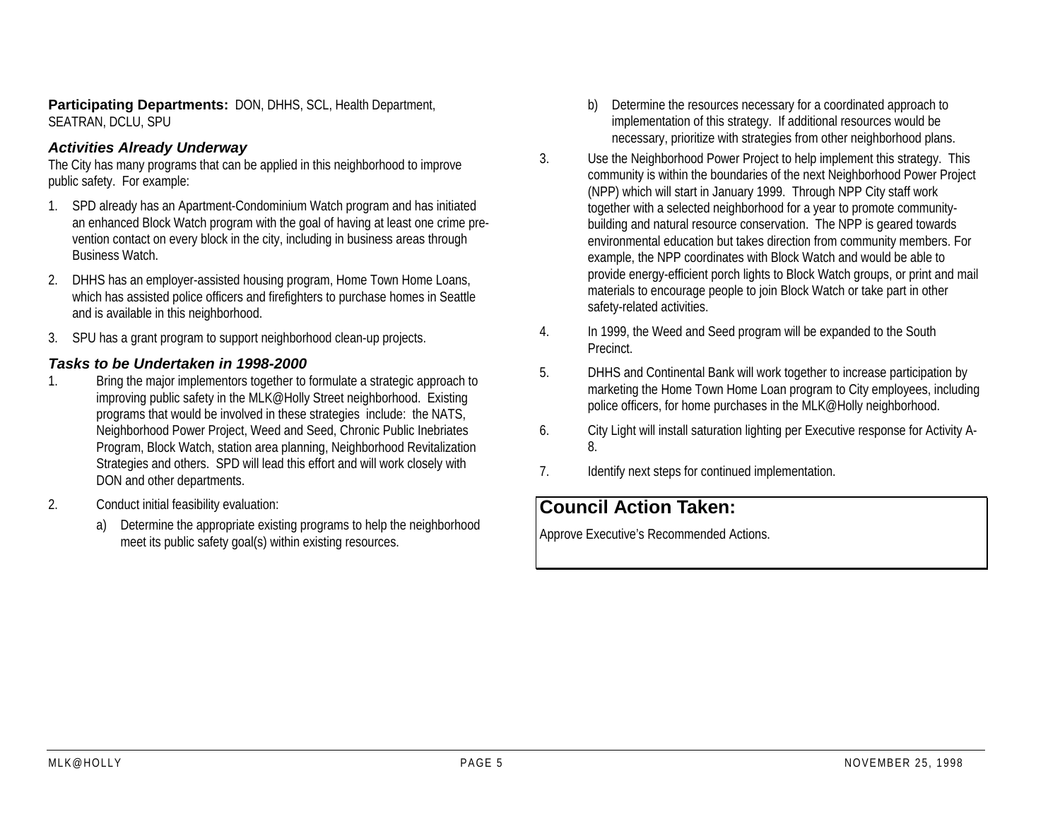**Participating Departments:** DON, DHHS, SCL, Health Department, SEATRAN, DCLU, SPU

### *Activities Already Underway*

The City has many programs that can be applied in this neighborhood to improve public safety. For example:

1. SPD already has an Apartment-Condominium Watch program and has initiated an enhanced Block Watch program with the goal of having at least one crime prevention contact on every block in the city, including in business areas through Business Watch.
2. DHHS has an employer-assisted housing program, Home Town Home Loans, which has assisted police officers and firefighters to purchase homes in Seattle and is available in this neighborhood.
3. SPU has a grant program to support neighborhood clean-up projects.

### *Tasks to be Undertaken in 1998-2000*

1. Bring the major implementors together to formulate a strategic approach to improving public safety in the MLK@Holly Street neighborhood. Existing programs that would be involved in these strategies include: the NATS, Neighborhood Power Project, Weed and Seed, Chronic Public Inebriates Program, Block Watch, station area planning, Neighborhood Revitalization Strategies and others. SPD will lead this effort and will work closely with DON and other departments.
2. Conduct initial feasibility evaluation:
   a) Determine the appropriate existing programs to help the neighborhood meet its public safety goal(s) within existing resources.
   b) Determine the resources necessary for a coordinated approach to implementation of this strategy. If additional resources would be necessary, prioritize with strategies from other neighborhood plans.
3. Use the Neighborhood Power Project to help implement this strategy. This community is within the boundaries of the next Neighborhood Power Project (NPP) which will start in January 1999. Through NPP City staff work together with a selected neighborhood for a year to promote community-building and natural resource conservation. The NPP is geared towards environmental education but takes direction from community members. For example, the NPP coordinates with Block Watch and would be able to provide energy-efficient porch lights to Block Watch groups, or print and mail materials to encourage people to join Block Watch or take part in other safety-related activities.
4. In 1999, the Weed and Seed program will be expanded to the South Precinct.
5. DHHS and Continental Bank will work together to increase participation by marketing the Home Town Home Loan program to City employees, including police officers, for home purchases in the MLK@Holly neighborhood.
6. City Light will install saturation lighting per Executive response for Activity A-8.
7. Identify next steps for continued implementation.

## Council Action Taken:

Approve Executive's Recommended Actions.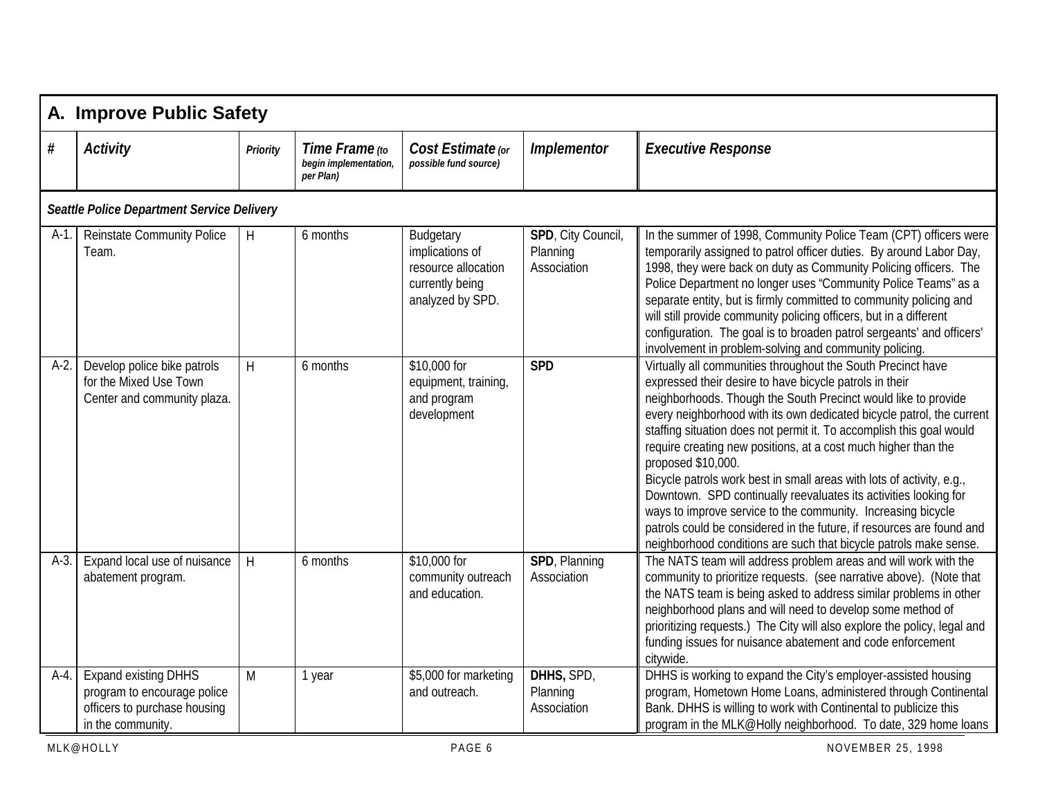## A. Improve Public Safety

| # | Activity | Priority | Time Frame *(to begin implementation, per Plan)* | Cost Estimate *(or possible fund source)* | Implementor | Executive Response |
|---|---|---|---|---|---|---|
| ***Seattle Police Department Service Delivery*** | | | | | | |
| A-1. | Reinstate Community Police Team. | H | 6 months | Budgetary implications of resource allocation currently being analyzed by SPD. | **SPD**, City Council, Planning Association | In the summer of 1998, Community Police Team (CPT) officers were temporarily assigned to patrol officer duties. By around Labor Day, 1998, they were back on duty as Community Policing officers. The Police Department no longer uses "Community Police Teams" as a separate entity, but is firmly committed to community policing and will still provide community policing officers, but in a different configuration. The goal is to broaden patrol sergeants' and officers' involvement in problem-solving and community policing. |
| A-2. | Develop police bike patrols for the Mixed Use Town Center and community plaza. | H | 6 months | $10,000 for equipment, training, and program development | **SPD** | Virtually all communities throughout the South Precinct have expressed their desire to have bicycle patrols in their neighborhoods. Though the South Precinct would like to provide every neighborhood with its own dedicated bicycle patrol, the current staffing situation does not permit it. To accomplish this goal would require creating new positions, at a cost much higher than the proposed $10,000. Bicycle patrols work best in small areas with lots of activity, e.g., Downtown. SPD continually reevaluates its activities looking for ways to improve service to the community. Increasing bicycle patrols could be considered in the future, if resources are found and neighborhood conditions are such that bicycle patrols make sense. |
| A-3. | Expand local use of nuisance abatement program. | H | 6 months | $10,000 for community outreach and education. | **SPD**, Planning Association | The NATS team will address problem areas and will work with the community to prioritize requests. (see narrative above). (Note that the NATS team is being asked to address similar problems in other neighborhood plans and will need to develop some method of prioritizing requests.) The City will also explore the policy, legal and funding issues for nuisance abatement and code enforcement citywide. |
| A-4. | Expand existing DHHS program to encourage police officers to purchase housing in the community. | M | 1 year | $5,000 for marketing and outreach. | **DHHS,** SPD, Planning Association | DHHS is working to expand the City's employer-assisted housing program, Hometown Home Loans, administered through Continental Bank. DHHS is willing to work with Continental to publicize this program in the MLK@Holly neighborhood. To date, 329 home loans |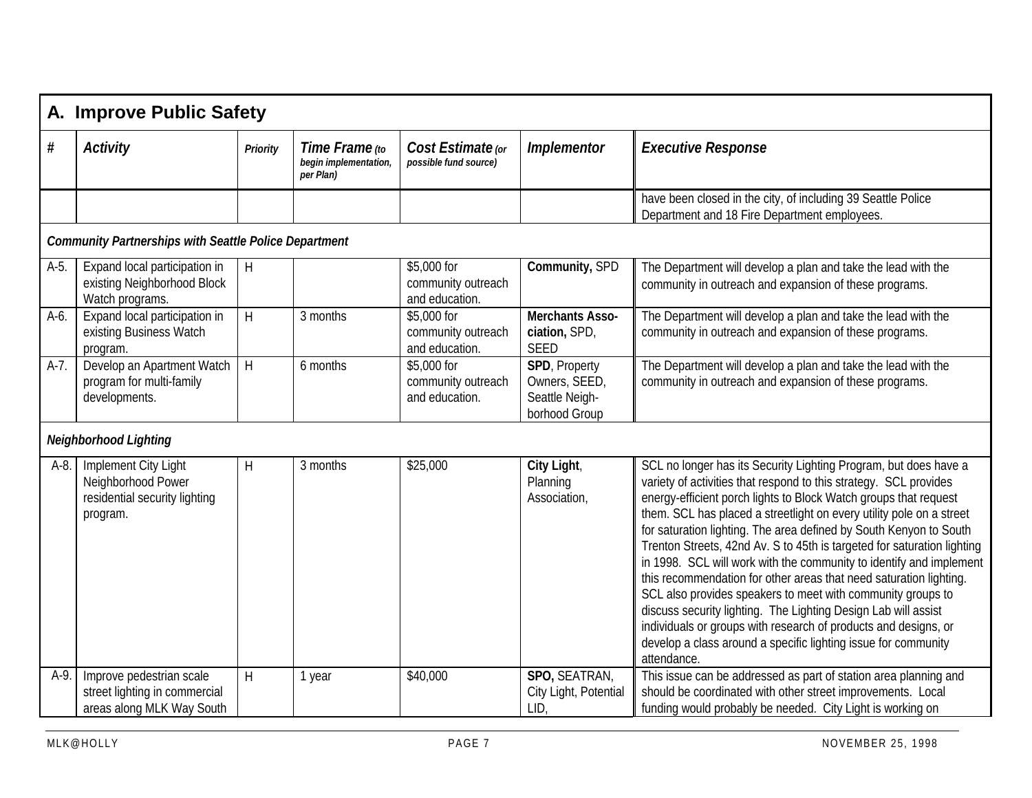## A. Improve Public Safety

| # | *Activity* | *Priority* | *Time Frame (to begin implementation, per Plan)* | *Cost Estimate (or possible fund source)* | *Implementor* | *Executive Response* |
|---|---|---|---|---|---|---|
| | | | | | | have been closed in the city, of including 39 Seattle Police Department and 18 Fire Department employees. |
| ***Community Partnerships with Seattle Police Department*** | | | | | | |
| A-5. | Expand local participation in existing Neighborhood Block Watch programs. | H | | $5,000 for community outreach and education. | **Community,** SPD | The Department will develop a plan and take the lead with the community in outreach and expansion of these programs. |
| A-6. | Expand local participation in existing Business Watch program. | H | 3 months | $5,000 for community outreach and education. | **Merchants Association,** SPD, SEED | The Department will develop a plan and take the lead with the community in outreach and expansion of these programs. |
| A-7. | Develop an Apartment Watch program for multi-family developments. | H | 6 months | $5,000 for community outreach and education. | **SPD**, Property Owners, SEED, Seattle Neighborhood Group | The Department will develop a plan and take the lead with the community in outreach and expansion of these programs. |
| ***Neighborhood Lighting*** | | | | | | |
| A-8. | Implement City Light Neighborhood Power residential security lighting program. | H | 3 months | $25,000 | **City Light**, Planning Association, | SCL no longer has its Security Lighting Program, but does have a variety of activities that respond to this strategy. SCL provides energy-efficient porch lights to Block Watch groups that request them. SCL has placed a streetlight on every utility pole on a street for saturation lighting. The area defined by South Kenyon to South Trenton Streets, 42nd Av. S to 45th is targeted for saturation lighting in 1998. SCL will work with the community to identify and implement this recommendation for other areas that need saturation lighting. SCL also provides speakers to meet with community groups to discuss security lighting. The Lighting Design Lab will assist individuals or groups with research of products and designs, or develop a class around a specific lighting issue for community attendance. |
| A-9. | Improve pedestrian scale street lighting in commercial areas along MLK Way South | H | 1 year | $40,000 | **SPO,** SEATRAN, City Light, Potential LID, | This issue can be addressed as part of station area planning and should be coordinated with other street improvements. Local funding would probably be needed. City Light is working on |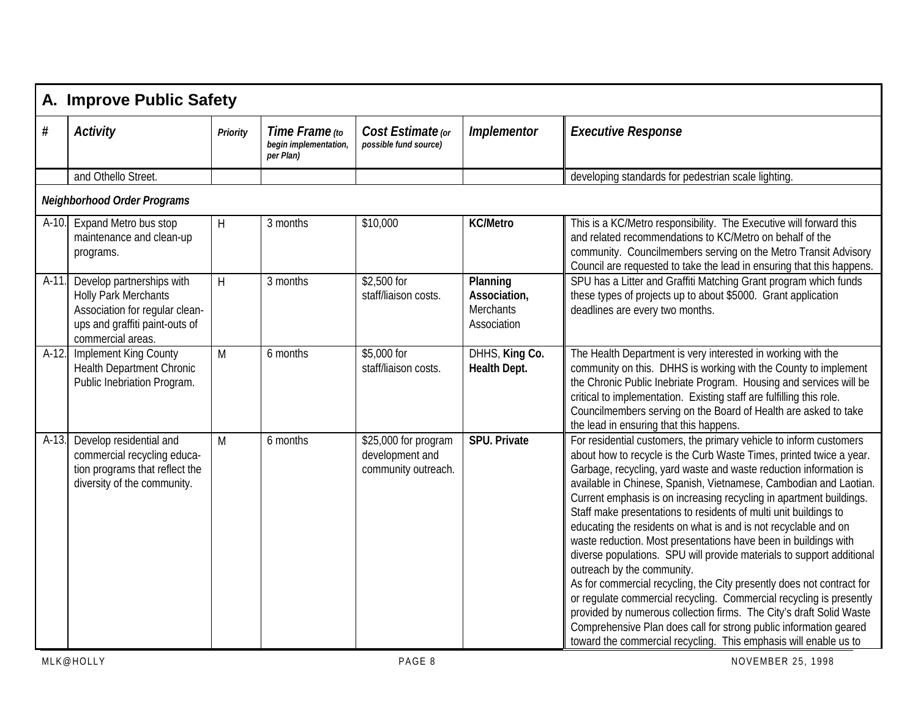## A. Improve Public Safety

| # | Activity | Priority | Time Frame (to begin implementation, per Plan) | Cost Estimate (or possible fund source) | Implementor | Executive Response |
|---|---|---|---|---|---|---|
| | and Othello Street. | | | | | developing standards for pedestrian scale lighting. |
| ***Neighborhood Order Programs*** | | | | | | |
| A-10. | Expand Metro bus stop maintenance and clean-up programs. | H | 3 months | $10,000 | **KC/Metro** | This is a KC/Metro responsibility. The Executive will forward this and related recommendations to KC/Metro on behalf of the community. Councilmembers serving on the Metro Transit Advisory Council are requested to take the lead in ensuring that this happens. |
| A-11. | Develop partnerships with Holly Park Merchants Association for regular clean-ups and graffiti paint-outs of commercial areas. | H | 3 months | $2,500 for staff/liaison costs. | **Planning Association,** Merchants Association | SPU has a Litter and Graffiti Matching Grant program which funds these types of projects up to about $5000. Grant application deadlines are every two months. |
| A-12. | Implement King County Health Department Chronic Public Inebriation Program. | M | 6 months | $5,000 for staff/liaison costs. | DHHS, **King Co. Health Dept.** | The Health Department is very interested in working with the community on this. DHHS is working with the County to implement the Chronic Public Inebriate Program. Housing and services will be critical to implementation. Existing staff are fulfilling this role. Councilmembers serving on the Board of Health are asked to take the lead in ensuring that this happens. |
| A-13. | Develop residential and commercial recycling education programs that reflect the diversity of the community. | M | 6 months | $25,000 for program development and community outreach. | **SPU. Private** | For residential customers, the primary vehicle to inform customers about how to recycle is the Curb Waste Times, printed twice a year. Garbage, recycling, yard waste and waste reduction information is available in Chinese, Spanish, Vietnamese, Cambodian and Laotian. Current emphasis is on increasing recycling in apartment buildings. Staff make presentations to residents of multi unit buildings to educating the residents on what is and is not recyclable and on waste reduction. Most presentations have been in buildings with diverse populations. SPU will provide materials to support additional outreach by the community.<br>As for commercial recycling, the City presently does not contract for or regulate commercial recycling. Commercial recycling is presently provided by numerous collection firms. The City's draft Solid Waste Comprehensive Plan does call for strong public information geared toward the commercial recycling. This emphasis will enable us to |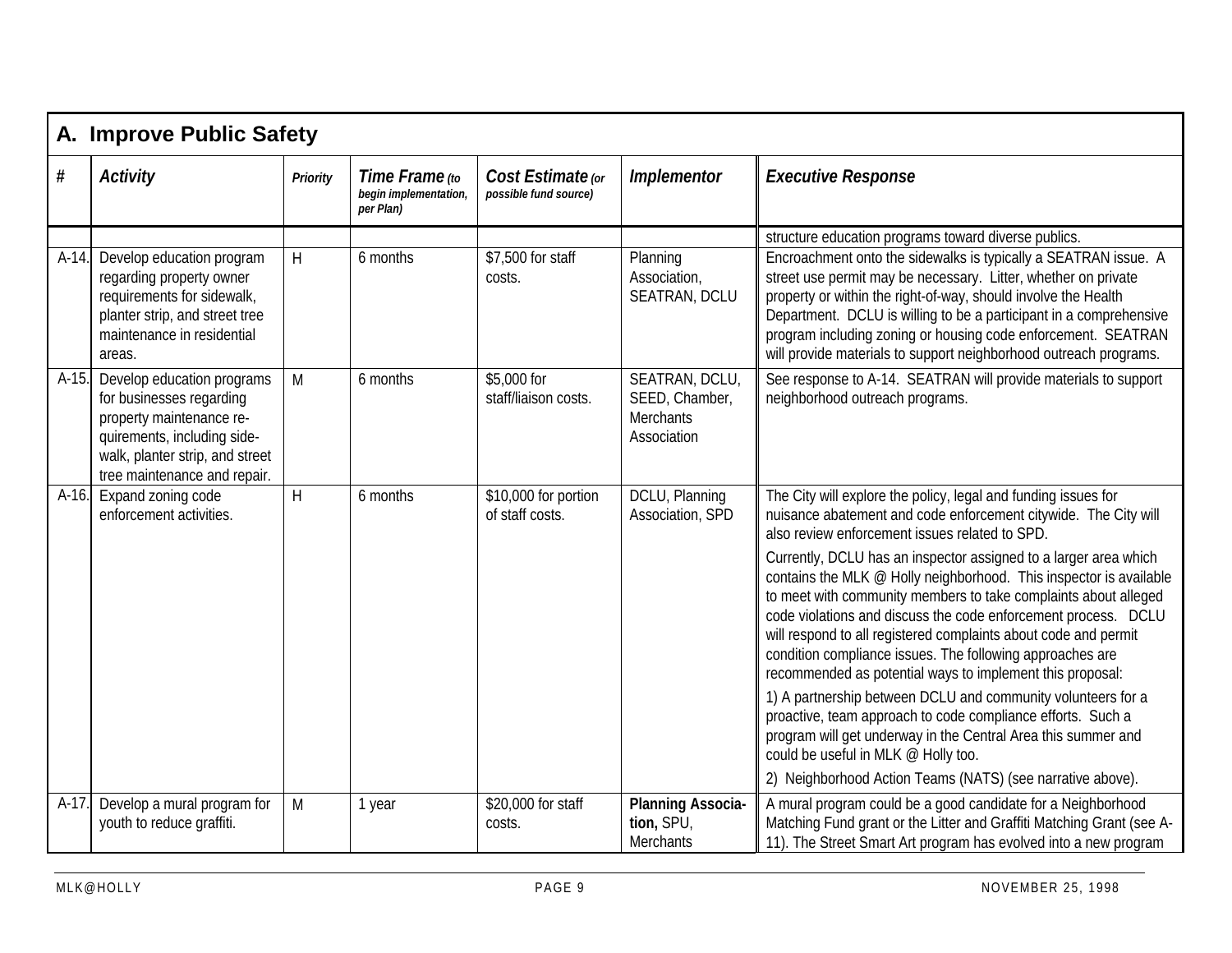## A. Improve Public Safety

| # | *Activity* | *Priority* | *Time Frame (to begin implementation, per Plan)* | *Cost Estimate (or possible fund source)* | *Implementor* | *Executive Response* |
|---|---|---|---|---|---|---|
| | | | | | | structure education programs toward diverse publics. |
| A-14. | Develop education program regarding property owner requirements for sidewalk, planter strip, and street tree maintenance in residential areas. | H | 6 months | $7,500 for staff costs. | Planning Association, SEATRAN, DCLU | Encroachment onto the sidewalks is typically a SEATRAN issue. A street use permit may be necessary. Litter, whether on private property or within the right-of-way, should involve the Health Department. DCLU is willing to be a participant in a comprehensive program including zoning or housing code enforcement. SEATRAN will provide materials to support neighborhood outreach programs. |
| A-15. | Develop education programs for businesses regarding property maintenance requirements, including sidewalk, planter strip, and street tree maintenance and repair. | M | 6 months | $5,000 for staff/liaison costs. | SEATRAN, DCLU, SEED, Chamber, Merchants Association | See response to A-14. SEATRAN will provide materials to support neighborhood outreach programs. |
| A-16. | Expand zoning code enforcement activities. | H | 6 months | $10,000 for portion of staff costs. | DCLU, Planning Association, SPD | The City will explore the policy, legal and funding issues for nuisance abatement and code enforcement citywide. The City will also review enforcement issues related to SPD.<br><br>Currently, DCLU has an inspector assigned to a larger area which contains the MLK @ Holly neighborhood. This inspector is available to meet with community members to take complaints about alleged code violations and discuss the code enforcement process. DCLU will respond to all registered complaints about code and permit condition compliance issues. The following approaches are recommended as potential ways to implement this proposal:<br><br>1) A partnership between DCLU and community volunteers for a proactive, team approach to code compliance efforts. Such a program will get underway in the Central Area this summer and could be useful in MLK @ Holly too.<br><br>2) Neighborhood Action Teams (NATS) (see narrative above). |
| A-17. | Develop a mural program for youth to reduce graffiti. | M | 1 year | $20,000 for staff costs. | **Planning Association,** SPU, Merchants | A mural program could be a good candidate for a Neighborhood Matching Fund grant or the Litter and Graffiti Matching Grant (see A-11). The Street Smart Art program has evolved into a new program |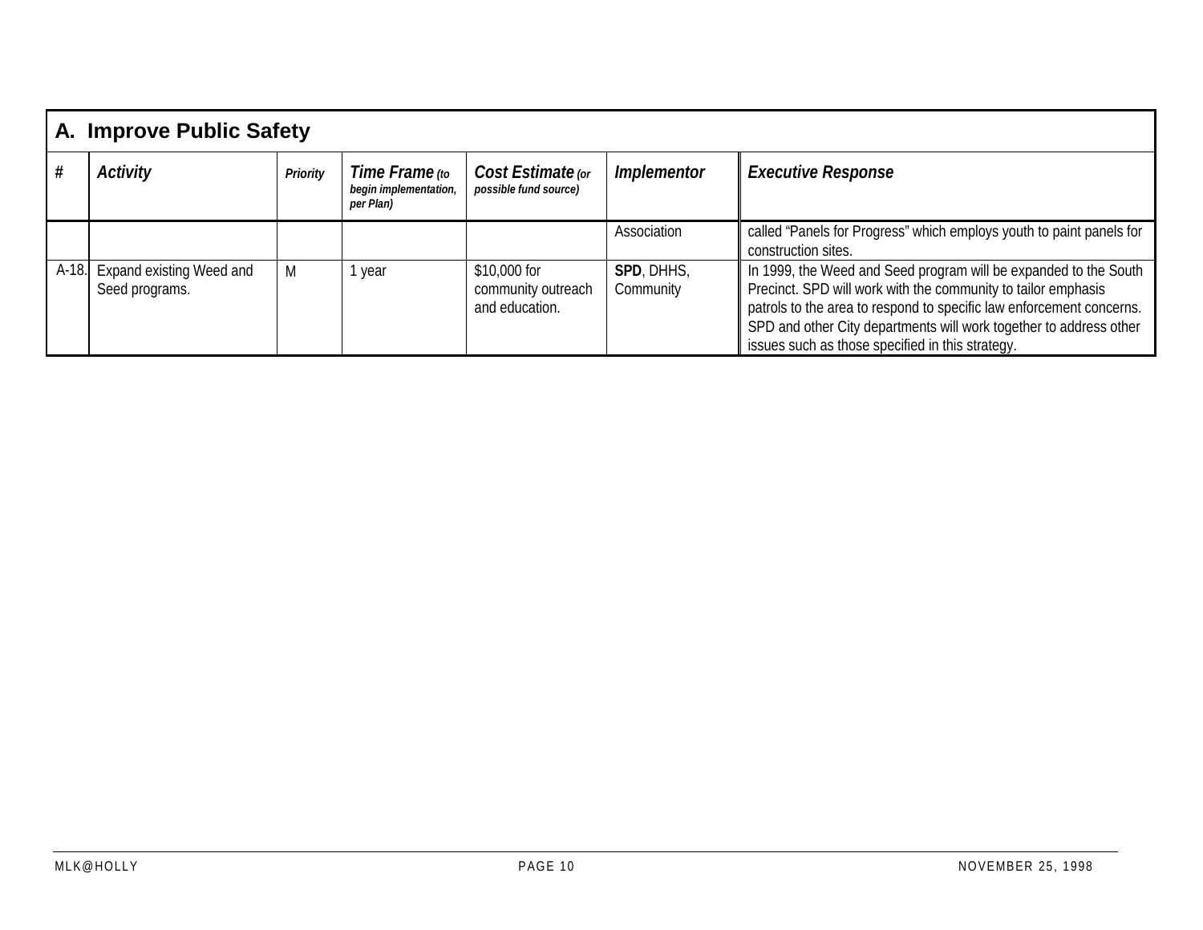## A. Improve Public Safety

| # | *Activity* | *Priority* | *Time Frame (to begin implementation, per Plan)* | *Cost Estimate (or possible fund source)* | *Implementor* | *Executive Response* |
|---|---|---|---|---|---|---|
| | | | | | Association | called "Panels for Progress" which employs youth to paint panels for construction sites. |
| A-18. | Expand existing Weed and Seed programs. | M | 1 year | $10,000 for community outreach and education. | **SPD**, DHHS, Community | In 1999, the Weed and Seed program will be expanded to the South Precinct. SPD will work with the community to tailor emphasis patrols to the area to respond to specific law enforcement concerns. SPD and other City departments will work together to address other issues such as those specified in this strategy. |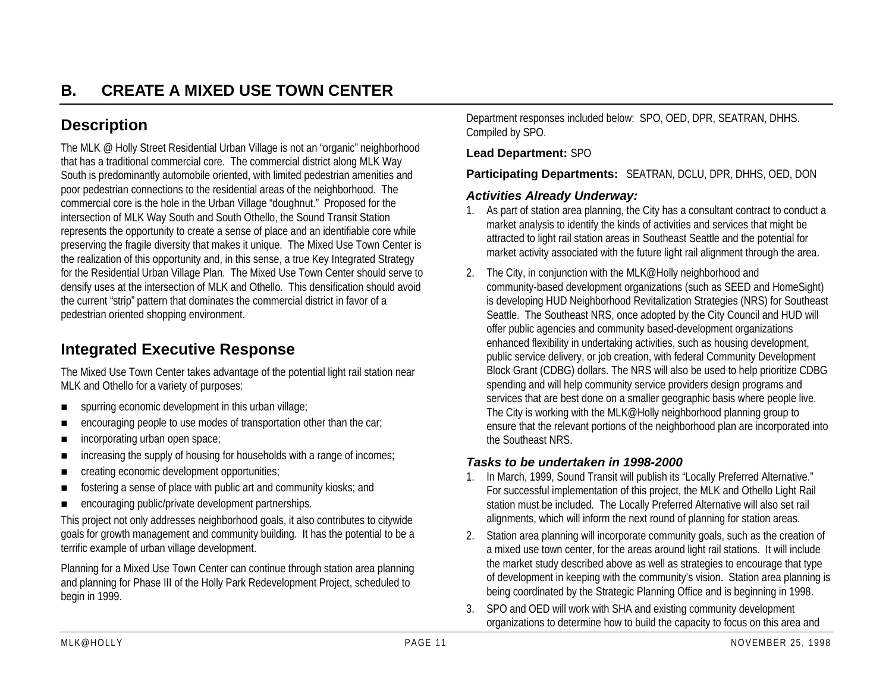# B. CREATE A MIXED USE TOWN CENTER

## Description

The MLK @ Holly Street Residential Urban Village is not an "organic" neighborhood that has a traditional commercial core. The commercial district along MLK Way South is predominantly automobile oriented, with limited pedestrian amenities and poor pedestrian connections to the residential areas of the neighborhood. The commercial core is the hole in the Urban Village "doughnut." Proposed for the intersection of MLK Way South and South Othello, the Sound Transit Station represents the opportunity to create a sense of place and an identifiable core while preserving the fragile diversity that makes it unique. The Mixed Use Town Center is the realization of this opportunity and, in this sense, a true Key Integrated Strategy for the Residential Urban Village Plan. The Mixed Use Town Center should serve to densify uses at the intersection of MLK and Othello. This densification should avoid the current "strip" pattern that dominates the commercial district in favor of a pedestrian oriented shopping environment.

## Integrated Executive Response

The Mixed Use Town Center takes advantage of the potential light rail station near MLK and Othello for a variety of purposes:

- spurring economic development in this urban village;
- encouraging people to use modes of transportation other than the car;
- incorporating urban open space;
- increasing the supply of housing for households with a range of incomes;
- creating economic development opportunities;
- fostering a sense of place with public art and community kiosks; and
- encouraging public/private development partnerships.

This project not only addresses neighborhood goals, it also contributes to citywide goals for growth management and community building. It has the potential to be a terrific example of urban village development.

Planning for a Mixed Use Town Center can continue through station area planning and planning for Phase III of the Holly Park Redevelopment Project, scheduled to begin in 1999.

Department responses included below: SPO, OED, DPR, SEATRAN, DHHS. Compiled by SPO.

**Lead Department:** SPO

**Participating Departments:** SEATRAN, DCLU, DPR, DHHS, OED, DON

### *Activities Already Underway:*

1. As part of station area planning, the City has a consultant contract to conduct a market analysis to identify the kinds of activities and services that might be attracted to light rail station areas in Southeast Seattle and the potential for market activity associated with the future light rail alignment through the area.
2. The City, in conjunction with the MLK@Holly neighborhood and community-based development organizations (such as SEED and HomeSight) is developing HUD Neighborhood Revitalization Strategies (NRS) for Southeast Seattle. The Southeast NRS, once adopted by the City Council and HUD will offer public agencies and community based-development organizations enhanced flexibility in undertaking activities, such as housing development, public service delivery, or job creation, with federal Community Development Block Grant (CDBG) dollars. The NRS will also be used to help prioritize CDBG spending and will help community service providers design programs and services that are best done on a smaller geographic basis where people live. The City is working with the MLK@Holly neighborhood planning group to ensure that the relevant portions of the neighborhood plan are incorporated into the Southeast NRS.

### *Tasks to be undertaken in 1998-2000*

1. In March, 1999, Sound Transit will publish its "Locally Preferred Alternative." For successful implementation of this project, the MLK and Othello Light Rail station must be included. The Locally Preferred Alternative will also set rail alignments, which will inform the next round of planning for station areas.
2. Station area planning will incorporate community goals, such as the creation of a mixed use town center, for the areas around light rail stations. It will include the market study described above as well as strategies to encourage that type of development in keeping with the community's vision. Station area planning is being coordinated by the Strategic Planning Office and is beginning in 1998.
3. SPO and OED will work with SHA and existing community development organizations to determine how to build the capacity to focus on this area and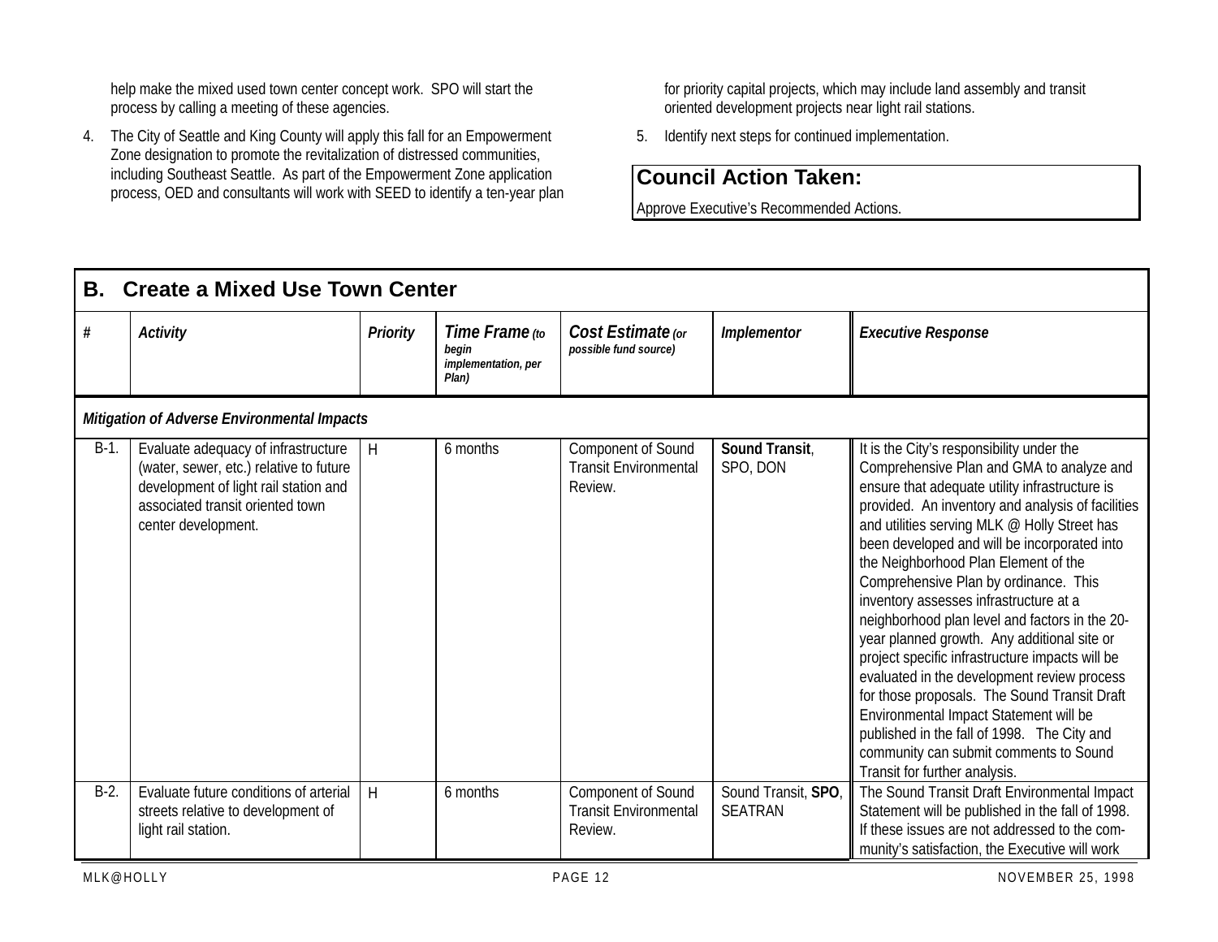help make the mixed used town center concept work. SPO will start the process by calling a meeting of these agencies.

4. The City of Seattle and King County will apply this fall for an Empowerment Zone designation to promote the revitalization of distressed communities, including Southeast Seattle. As part of the Empowerment Zone application process, OED and consultants will work with SEED to identify a ten-year plan for priority capital projects, which may include land assembly and transit oriented development projects near light rail stations.

5. Identify next steps for continued implementation.

**Council Action Taken:**

Approve Executive's Recommended Actions.

## B. Create a Mixed Use Town Center

| # | Activity | Priority | Time Frame (to begin implementation, per Plan) | Cost Estimate (or possible fund source) | Implementor | Executive Response |
|---|---|---|---|---|---|---|
| ***Mitigation of Adverse Environmental Impacts*** | | | | | | |
| B-1. | Evaluate adequacy of infrastructure (water, sewer, etc.) relative to future development of light rail station and associated transit oriented town center development. | H | 6 months | Component of Sound Transit Environmental Review. | **Sound Transit**, SPO, DON | It is the City's responsibility under the Comprehensive Plan and GMA to analyze and ensure that adequate utility infrastructure is provided. An inventory and analysis of facilities and utilities serving MLK @ Holly Street has been developed and will be incorporated into the Neighborhood Plan Element of the Comprehensive Plan by ordinance. This inventory assesses infrastructure at a neighborhood plan level and factors in the 20-year planned growth. Any additional site or project specific infrastructure impacts will be evaluated in the development review process for those proposals. The Sound Transit Draft Environmental Impact Statement will be published in the fall of 1998. The City and community can submit comments to Sound Transit for further analysis. |
| B-2. | Evaluate future conditions of arterial streets relative to development of light rail station. | H | 6 months | Component of Sound Transit Environmental Review. | Sound Transit, **SPO**, SEATRAN | The Sound Transit Draft Environmental Impact Statement will be published in the fall of 1998. If these issues are not addressed to the community's satisfaction, the Executive will work |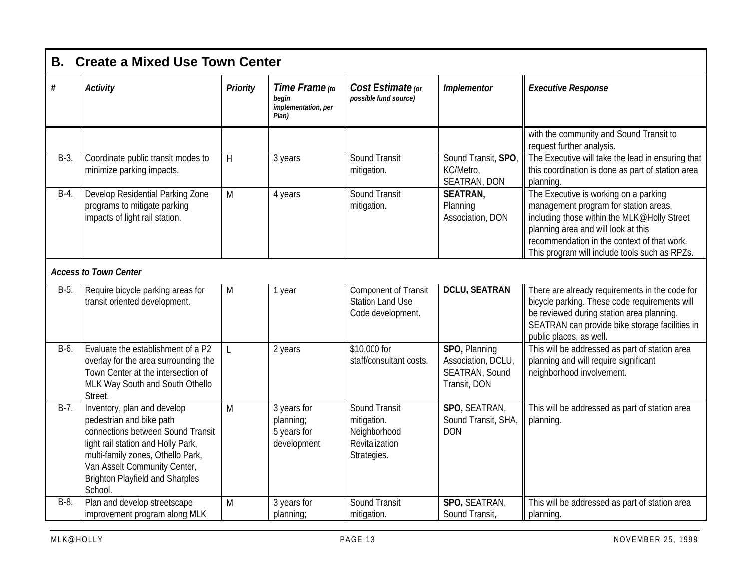## B. Create a Mixed Use Town Center

| # | Activity | Priority | Time Frame (to begin implementation, per Plan) | Cost Estimate (or possible fund source) | Implementor | Executive Response |
|---|---|---|---|---|---|---|
| | | | | | | with the community and Sound Transit to request further analysis. |
| B-3. | Coordinate public transit modes to minimize parking impacts. | H | 3 years | Sound Transit mitigation. | Sound Transit, **SPO**, KC/Metro, SEATRAN, DON | The Executive will take the lead in ensuring that this coordination is done as part of station area planning. |
| B-4. | Develop Residential Parking Zone programs to mitigate parking impacts of light rail station. | M | 4 years | Sound Transit mitigation. | **SEATRAN,** Planning Association, DON | The Executive is working on a parking management program for station areas, including those within the MLK@Holly Street planning area and will look at this recommendation in the context of that work. This program will include tools such as RPZs. |
| ***Access to Town Center*** | | | | | | |
| B-5. | Require bicycle parking areas for transit oriented development. | M | 1 year | Component of Transit Station Land Use Code development. | **DCLU, SEATRAN** | There are already requirements in the code for bicycle parking. These code requirements will be reviewed during station area planning. SEATRAN can provide bike storage facilities in public places, as well. |
| B-6. | Evaluate the establishment of a P2 overlay for the area surrounding the Town Center at the intersection of MLK Way South and South Othello Street. | L | 2 years | $10,000 for staff/consultant costs. | **SPO,** Planning Association, DCLU, SEATRAN, Sound Transit, DON | This will be addressed as part of station area planning and will require significant neighborhood involvement. |
| B-7. | Inventory, plan and develop pedestrian and bike path connections between Sound Transit light rail station and Holly Park, multi-family zones, Othello Park, Van Asselt Community Center, Brighton Playfield and Sharples School. | M | 3 years for planning; 5 years for development | Sound Transit mitigation. Neighborhood Revitalization Strategies. | **SPO,** SEATRAN, Sound Transit, SHA, DON | This will be addressed as part of station area planning. |
| B-8. | Plan and develop streetscape improvement program along MLK | M | 3 years for planning; | Sound Transit mitigation. | **SPO,** SEATRAN, Sound Transit, | This will be addressed as part of station area planning. |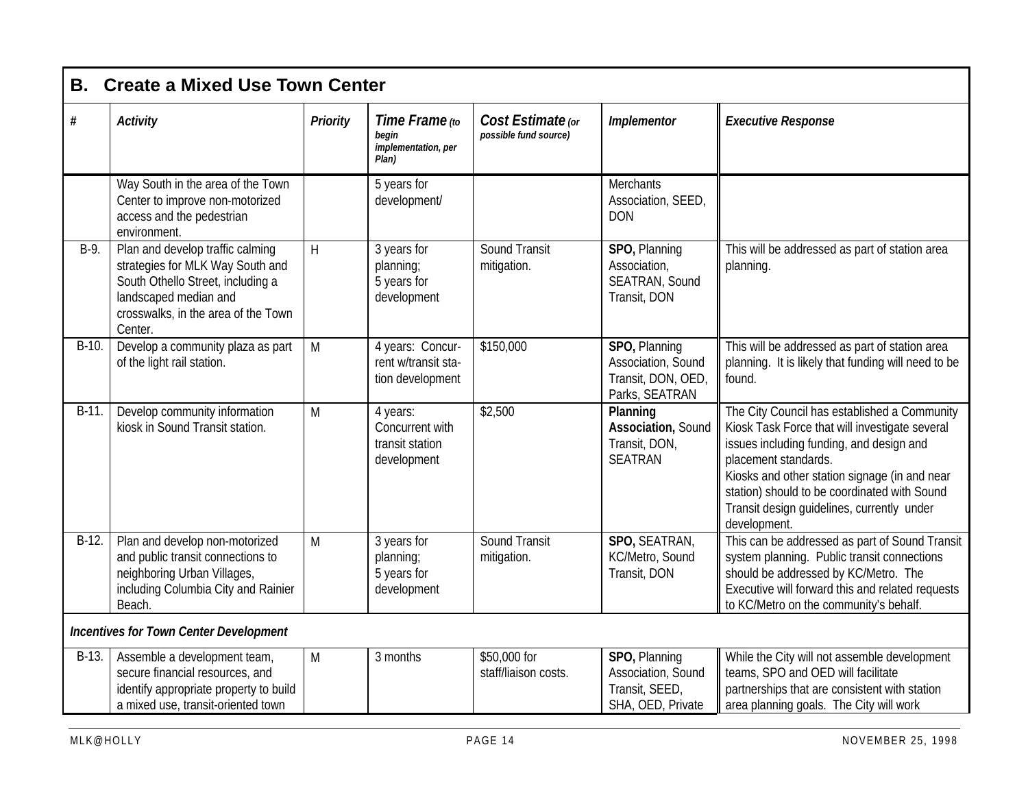## B. Create a Mixed Use Town Center

| # | Activity | Priority | Time Frame *(to begin implementation, per Plan)* | Cost Estimate *(or possible fund source)* | Implementor | Executive Response |
|---|---|---|---|---|---|---|
| | Way South in the area of the Town Center to improve non-motorized access and the pedestrian environment. | | 5 years for development/ | | Merchants Association, SEED, DON | |
| B-9. | Plan and develop traffic calming strategies for MLK Way South and South Othello Street, including a landscaped median and crosswalks, in the area of the Town Center. | H | 3 years for planning; 5 years for development | Sound Transit mitigation. | **SPO,** Planning Association, SEATRAN, Sound Transit, DON | This will be addressed as part of station area planning. |
| B-10. | Develop a community plaza as part of the light rail station. | M | 4 years: Concurrent w/transit station development | $150,000 | **SPO,** Planning Association, Sound Transit, DON, OED, Parks, SEATRAN | This will be addressed as part of station area planning. It is likely that funding will need to be found. |
| B-11. | Develop community information kiosk in Sound Transit station. | M | 4 years: Concurrent with transit station development | $2,500 | **Planning Association,** Sound Transit, DON, SEATRAN | The City Council has established a Community Kiosk Task Force that will investigate several issues including funding, and design and placement standards. Kiosks and other station signage (in and near station) should to be coordinated with Sound Transit design guidelines, currently under development. |
| B-12. | Plan and develop non-motorized and public transit connections to neighboring Urban Villages, including Columbia City and Rainier Beach. | M | 3 years for planning; 5 years for development | Sound Transit mitigation. | **SPO,** SEATRAN, KC/Metro, Sound Transit, DON | This can be addressed as part of Sound Transit system planning. Public transit connections should be addressed by KC/Metro. The Executive will forward this and related requests to KC/Metro on the community's behalf. |
| ***Incentives for Town Center Development*** | | | | | | |
| B-13. | Assemble a development team, secure financial resources, and identify appropriate property to build a mixed use, transit-oriented town | M | 3 months | $50,000 for staff/liaison costs. | **SPO,** Planning Association, Sound Transit, SEED, SHA, OED, Private | While the City will not assemble development teams, SPO and OED will facilitate partnerships that are consistent with station area planning goals. The City will work |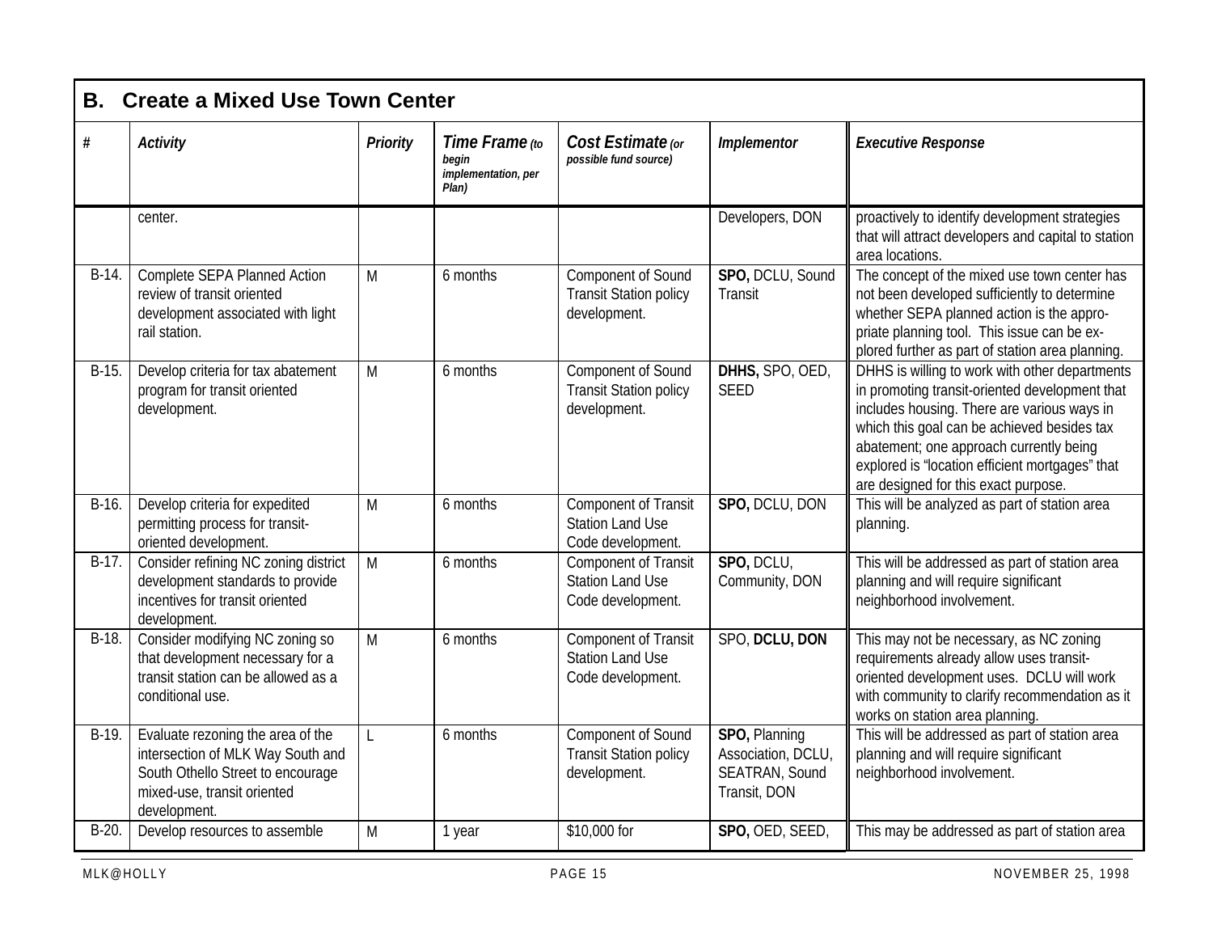## B. Create a Mixed Use Town Center

| # | Activity | Priority | Time Frame (to begin implementation, per Plan) | Cost Estimate (or possible fund source) | Implementor | Executive Response |
|---|---|---|---|---|---|---|
| | center. | | | | Developers, DON | proactively to identify development strategies that will attract developers and capital to station area locations. |
| B-14. | Complete SEPA Planned Action review of transit oriented development associated with light rail station. | M | 6 months | Component of Sound Transit Station policy development. | **SPO,** DCLU, Sound Transit | The concept of the mixed use town center has not been developed sufficiently to determine whether SEPA planned action is the appropriate planning tool. This issue can be explored further as part of station area planning. |
| B-15. | Develop criteria for tax abatement program for transit oriented development. | M | 6 months | Component of Sound Transit Station policy development. | **DHHS,** SPO, OED, SEED | DHHS is willing to work with other departments in promoting transit-oriented development that includes housing. There are various ways in which this goal can be achieved besides tax abatement; one approach currently being explored is "location efficient mortgages" that are designed for this exact purpose. |
| B-16. | Develop criteria for expedited permitting process for transit-oriented development. | M | 6 months | Component of Transit Station Land Use Code development. | **SPO,** DCLU, DON | This will be analyzed as part of station area planning. |
| B-17. | Consider refining NC zoning district development standards to provide incentives for transit oriented development. | M | 6 months | Component of Transit Station Land Use Code development. | **SPO,** DCLU, Community, DON | This will be addressed as part of station area planning and will require significant neighborhood involvement. |
| B-18. | Consider modifying NC zoning so that development necessary for a transit station can be allowed as a conditional use. | M | 6 months | Component of Transit Station Land Use Code development. | SPO, **DCLU, DON** | This may not be necessary, as NC zoning requirements already allow uses transit-oriented development uses. DCLU will work with community to clarify recommendation as it works on station area planning. |
| B-19. | Evaluate rezoning the area of the intersection of MLK Way South and South Othello Street to encourage mixed-use, transit oriented development. | L | 6 months | Component of Sound Transit Station policy development. | **SPO,** Planning Association, DCLU, SEATRAN, Sound Transit, DON | This will be addressed as part of station area planning and will require significant neighborhood involvement. |
| B-20. | Develop resources to assemble | M | 1 year | $10,000 for | **SPO,** OED, SEED, | This may be addressed as part of station area |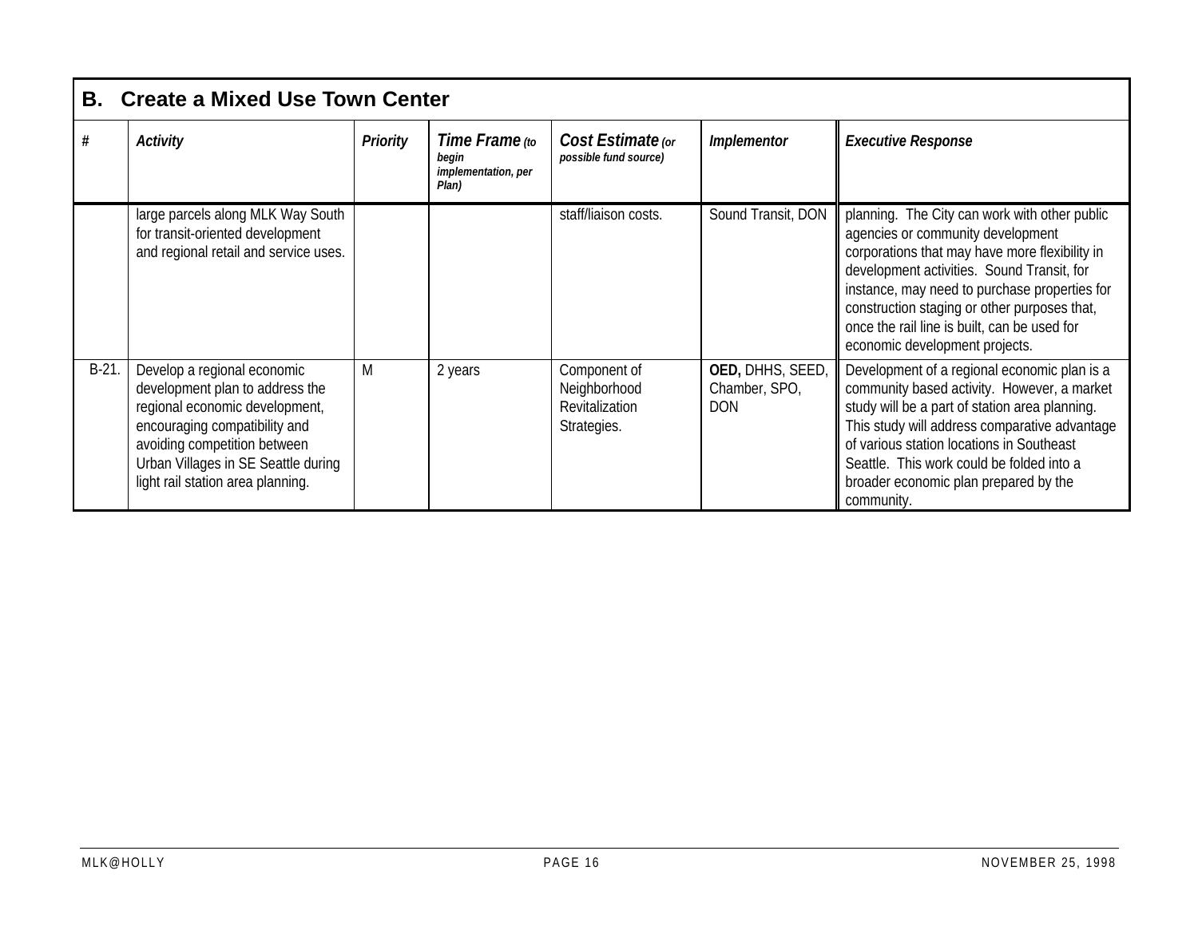## B. Create a Mixed Use Town Center

| # | Activity | Priority | Time Frame (to begin implementation, per Plan) | Cost Estimate (or possible fund source) | Implementor | Executive Response |
|---|---|---|---|---|---|---|
| | large parcels along MLK Way South for transit-oriented development and regional retail and service uses. | | | staff/liaison costs. | Sound Transit, DON | planning. The City can work with other public agencies or community development corporations that may have more flexibility in development activities. Sound Transit, for instance, may need to purchase properties for construction staging or other purposes that, once the rail line is built, can be used for economic development projects. |
| B-21. | Develop a regional economic development plan to address the regional economic development, encouraging compatibility and avoiding competition between Urban Villages in SE Seattle during light rail station area planning. | M | 2 years | Component of Neighborhood Revitalization Strategies. | **OED,** DHHS, SEED, Chamber, SPO, DON | Development of a regional economic plan is a community based activity. However, a market study will be a part of station area planning. This study will address comparative advantage of various station locations in Southeast Seattle. This work could be folded into a broader economic plan prepared by the community. |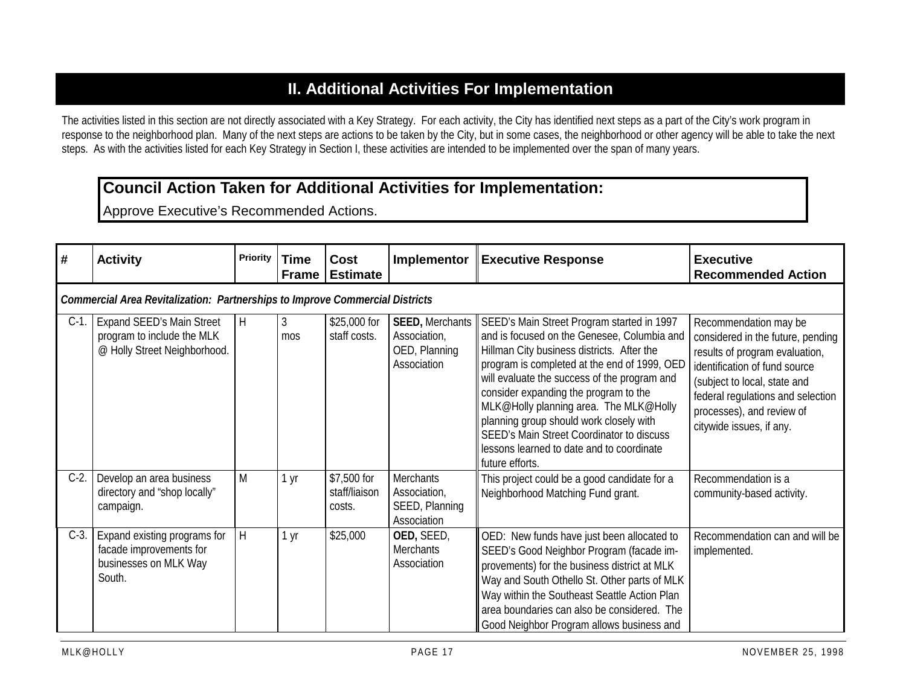## II. Additional Activities For Implementation

The activities listed in this section are not directly associated with a Key Strategy. For each activity, the City has identified next steps as a part of the City's work program in response to the neighborhood plan. Many of the next steps are actions to be taken by the City, but in some cases, the neighborhood or other agency will be able to take the next steps. As with the activities listed for each Key Strategy in Section I, these activities are intended to be implemented over the span of many years.

**Council Action Taken for Additional Activities for Implementation:**
Approve Executive's Recommended Actions.

| # | Activity | Priority | Time Frame | Cost Estimate | Implementor | Executive Response | Executive Recommended Action |
|---|---|---|---|---|---|---|---|
| *Commercial Area Revitalization: Partnerships to Improve Commercial Districts* | | | | | | | |
| C-1. | Expand SEED's Main Street program to include the MLK @ Holly Street Neighborhood. | H | 3 mos | $25,000 for staff costs. | **SEED,** Merchants Association, OED, Planning Association | SEED's Main Street Program started in 1997 and is focused on the Genesee, Columbia and Hillman City business districts. After the program is completed at the end of 1999, OED will evaluate the success of the program and consider expanding the program to the MLK@Holly planning area. The MLK@Holly planning group should work closely with SEED's Main Street Coordinator to discuss lessons learned to date and to coordinate future efforts. | Recommendation may be considered in the future, pending results of program evaluation, identification of fund source (subject to local, state and federal regulations and selection processes), and review of citywide issues, if any. |
| C-2. | Develop an area business directory and "shop locally" campaign. | M | 1 yr | $7,500 for staff/liaison costs. | Merchants Association, SEED, Planning Association | This project could be a good candidate for a Neighborhood Matching Fund grant. | Recommendation is a community-based activity. |
| C-3. | Expand existing programs for facade improvements for businesses on MLK Way South. | H | 1 yr | $25,000 | **OED,** SEED, Merchants Association | OED: New funds have just been allocated to SEED's Good Neighbor Program (facade improvements) for the business district at MLK Way and South Othello St. Other parts of MLK Way within the Southeast Seattle Action Plan area boundaries can also be considered. The Good Neighbor Program allows business and | Recommendation can and will be implemented. |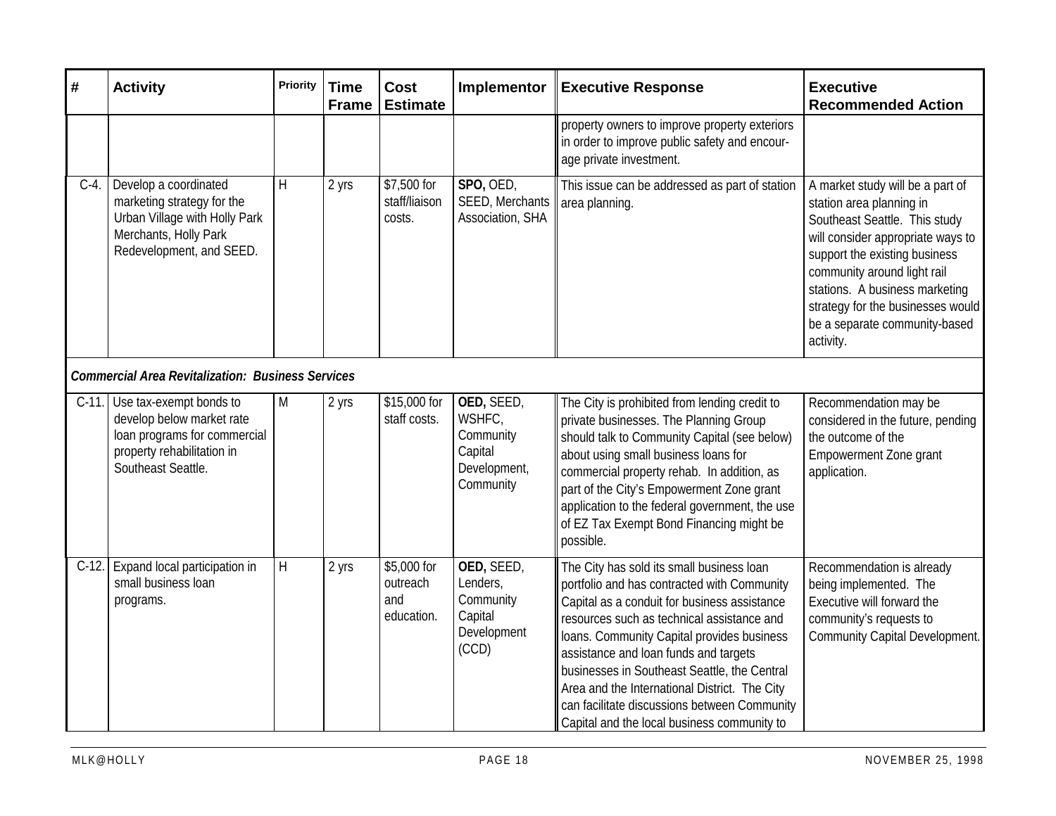| # | Activity | Priority | Time Frame | Cost Estimate | Implementor | Executive Response | Executive Recommended Action |
|---|---|---|---|---|---|---|---|
| | | | | | | property owners to improve property exteriors in order to improve public safety and encourage private investment. | |
| C-4. | Develop a coordinated marketing strategy for the Urban Village with Holly Park Merchants, Holly Park Redevelopment, and SEED. | H | 2 yrs | $7,500 for staff/liaison costs. | **SPO,** OED, SEED, Merchants Association, SHA | This issue can be addressed as part of station area planning. | A market study will be a part of station area planning in Southeast Seattle. This study will consider appropriate ways to support the existing business community around light rail stations. A business marketing strategy for the businesses would be a separate community-based activity. |
| ***Commercial Area Revitalization: Business Services*** | | | | | | | |
| C-11. | Use tax-exempt bonds to develop below market rate loan programs for commercial property rehabilitation in Southeast Seattle. | M | 2 yrs | $15,000 for staff costs. | **OED,** SEED, WSHFC, Community Capital Development, Community | The City is prohibited from lending credit to private businesses. The Planning Group should talk to Community Capital (see below) about using small business loans for commercial property rehab. In addition, as part of the City's Empowerment Zone grant application to the federal government, the use of EZ Tax Exempt Bond Financing might be possible. | Recommendation may be considered in the future, pending the outcome of the Empowerment Zone grant application. |
| C-12. | Expand local participation in small business loan programs. | H | 2 yrs | $5,000 for outreach and education. | **OED,** SEED, Lenders, Community Capital Development (CCD) | The City has sold its small business loan portfolio and has contracted with Community Capital as a conduit for business assistance resources such as technical assistance and loans. Community Capital provides business assistance and loan funds and targets businesses in Southeast Seattle, the Central Area and the International District. The City can facilitate discussions between Community Capital and the local business community to | Recommendation is already being implemented. The Executive will forward the community's requests to Community Capital Development. |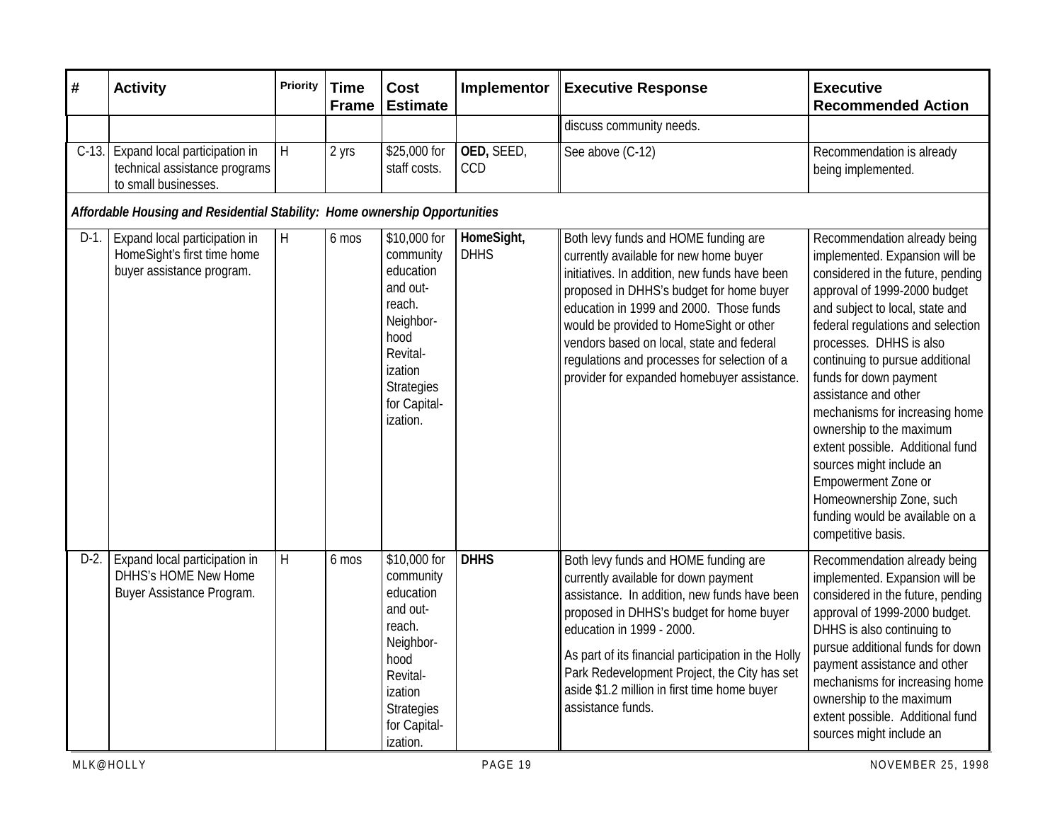| # | Activity | Priority | Time Frame | Cost Estimate | Implementor | Executive Response | Executive Recommended Action |
|---|---|---|---|---|---|---|---|
| | | | | | | discuss community needs. | |
| C-13. | Expand local participation in technical assistance programs to small businesses. | H | 2 yrs | $25,000 for staff costs. | **OED,** SEED, CCD | See above (C-12) | Recommendation is already being implemented. |
| ***Affordable Housing and Residential Stability: Home ownership Opportunities*** | | | | | | | |
| D-1. | Expand local participation in HomeSight's first time home buyer assistance program. | H | 6 mos | $10,000 for community education and out-reach. Neighbor-hood Revital-ization Strategies for Capital-ization. | **HomeSight,** DHHS | Both levy funds and HOME funding are currently available for new home buyer initiatives. In addition, new funds have been proposed in DHHS's budget for home buyer education in 1999 and 2000. Those funds would be provided to HomeSight or other vendors based on local, state and federal regulations and processes for selection of a provider for expanded homebuyer assistance. | Recommendation already being implemented. Expansion will be considered in the future, pending approval of 1999-2000 budget and subject to local, state and federal regulations and selection processes. DHHS is also continuing to pursue additional funds for down payment assistance and other mechanisms for increasing home ownership to the maximum extent possible. Additional fund sources might include an Empowerment Zone or Homeownership Zone, such funding would be available on a competitive basis. |
| D-2. | Expand local participation in DHHS's HOME New Home Buyer Assistance Program. | H | 6 mos | $10,000 for community education and out-reach. Neighbor-hood Revital-ization Strategies for Capital-ization. | **DHHS** | Both levy funds and HOME funding are currently available for down payment assistance. In addition, new funds have been proposed in DHHS's budget for home buyer education in 1999 - 2000. As part of its financial participation in the Holly Park Redevelopment Project, the City has set aside $1.2 million in first time home buyer assistance funds. | Recommendation already being implemented. Expansion will be considered in the future, pending approval of 1999-2000 budget. DHHS is also continuing to pursue additional funds for down payment assistance and other mechanisms for increasing home ownership to the maximum extent possible. Additional fund sources might include an |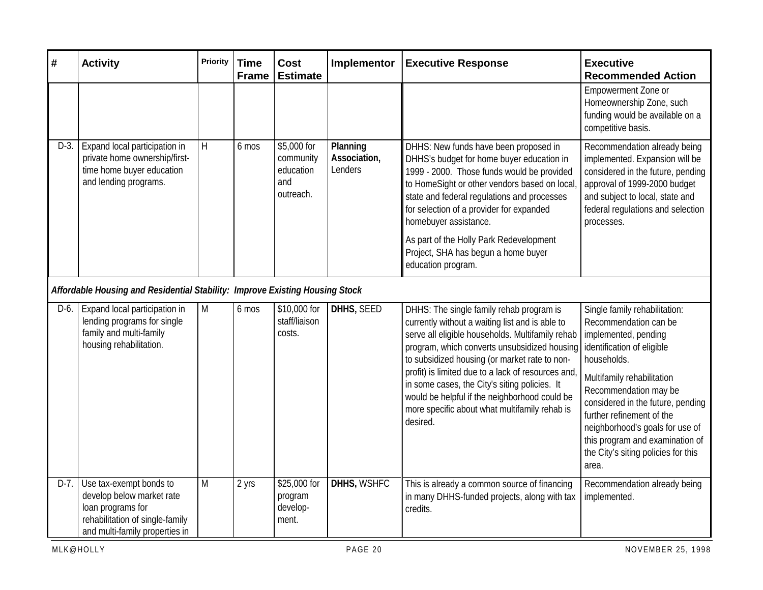| # | Activity | Priority | Time Frame | Cost Estimate | Implementor | Executive Response | Executive Recommended Action |
|---|---|---|---|---|---|---|---|
| | | | | | | | Empowerment Zone or Homeownership Zone, such funding would be available on a competitive basis. |
| D-3. | Expand local participation in private home ownership/first-time home buyer education and lending programs. | H | 6 mos | $5,000 for community education and outreach. | **Planning Association,** Lenders | DHHS: New funds have been proposed in DHHS's budget for home buyer education in 1999 - 2000. Those funds would be provided to HomeSight or other vendors based on local, state and federal regulations and processes for selection of a provider for expanded homebuyer assistance.<br><br>As part of the Holly Park Redevelopment Project, SHA has begun a home buyer education program. | Recommendation already being implemented. Expansion will be considered in the future, pending approval of 1999-2000 budget and subject to local, state and federal regulations and selection processes. |
| ***Affordable Housing and Residential Stability: Improve Existing Housing Stock*** | | | | | | | |
| D-6. | Expand local participation in lending programs for single family and multi-family housing rehabilitation. | M | 6 mos | $10,000 for staff/liaison costs. | **DHHS,** SEED | DHHS: The single family rehab program is currently without a waiting list and is able to serve all eligible households. Multifamily rehab program, which converts unsubsidized housing to subsidized housing (or market rate to non-profit) is limited due to a lack of resources and, in some cases, the City's siting policies. It would be helpful if the neighborhood could be more specific about what multifamily rehab is desired. | Single family rehabilitation: Recommendation can be implemented, pending identification of eligible households.<br><br>Multifamily rehabilitation Recommendation may be considered in the future, pending further refinement of the neighborhood's goals for use of this program and examination of the City's siting policies for this area. |
| D-7. | Use tax-exempt bonds to develop below market rate loan programs for rehabilitation of single-family and multi-family properties in | M | 2 yrs | $25,000 for program develop-ment. | **DHHS,** WSHFC | This is already a common source of financing in many DHHS-funded projects, along with tax credits. | Recommendation already being implemented. |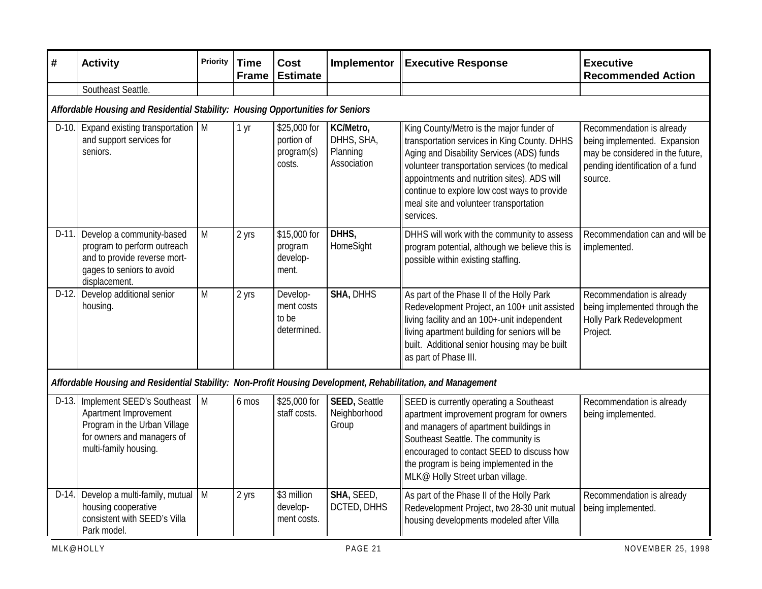| # | Activity | Priority | Time Frame | Cost Estimate | Implementor | Executive Response | Executive Recommended Action |
|---|---|---|---|---|---|---|---|
| | Southeast Seattle. | | | | | | |
| ***Affordable Housing and Residential Stability: Housing Opportunities for Seniors*** | | | | | | | |
| D-10. | Expand existing transportation and support services for seniors. | M | 1 yr | $25,000 for portion of program(s) costs. | **KC/Metro,** DHHS, SHA, Planning Association | King County/Metro is the major funder of transportation services in King County. DHHS Aging and Disability Services (ADS) funds volunteer transportation services (to medical appointments and nutrition sites). ADS will continue to explore low cost ways to provide meal site and volunteer transportation services. | Recommendation is already being implemented. Expansion may be considered in the future, pending identification of a fund source. |
| D-11. | Develop a community-based program to perform outreach and to provide reverse mort-gages to seniors to avoid displacement. | M | 2 yrs | $15,000 for program develop-ment. | **DHHS,** HomeSight | DHHS will work with the community to assess program potential, although we believe this is possible within existing staffing. | Recommendation can and will be implemented. |
| D-12. | Develop additional senior housing. | M | 2 yrs | Develop-ment costs to be determined. | **SHA,** DHHS | As part of the Phase II of the Holly Park Redevelopment Project, an 100+ unit assisted living facility and an 100+-unit independent living apartment building for seniors will be built. Additional senior housing may be built as part of Phase III. | Recommendation is already being implemented through the Holly Park Redevelopment Project. |
| ***Affordable Housing and Residential Stability: Non-Profit Housing Development, Rehabilitation, and Management*** | | | | | | | |
| D-13. | Implement SEED's Southeast Apartment Improvement Program in the Urban Village for owners and managers of multi-family housing. | M | 6 mos | $25,000 for staff costs. | **SEED,** Seattle Neighborhood Group | SEED is currently operating a Southeast apartment improvement program for owners and managers of apartment buildings in Southeast Seattle. The community is encouraged to contact SEED to discuss how the program is being implemented in the MLK@ Holly Street urban village. | Recommendation is already being implemented. |
| D-14. | Develop a multi-family, mutual housing cooperative consistent with SEED's Villa Park model. | M | 2 yrs | $3 million develop-ment costs. | **SHA,** SEED, DCTED, DHHS | As part of the Phase II of the Holly Park Redevelopment Project, two 28-30 unit mutual housing developments modeled after Villa | Recommendation is already being implemented. |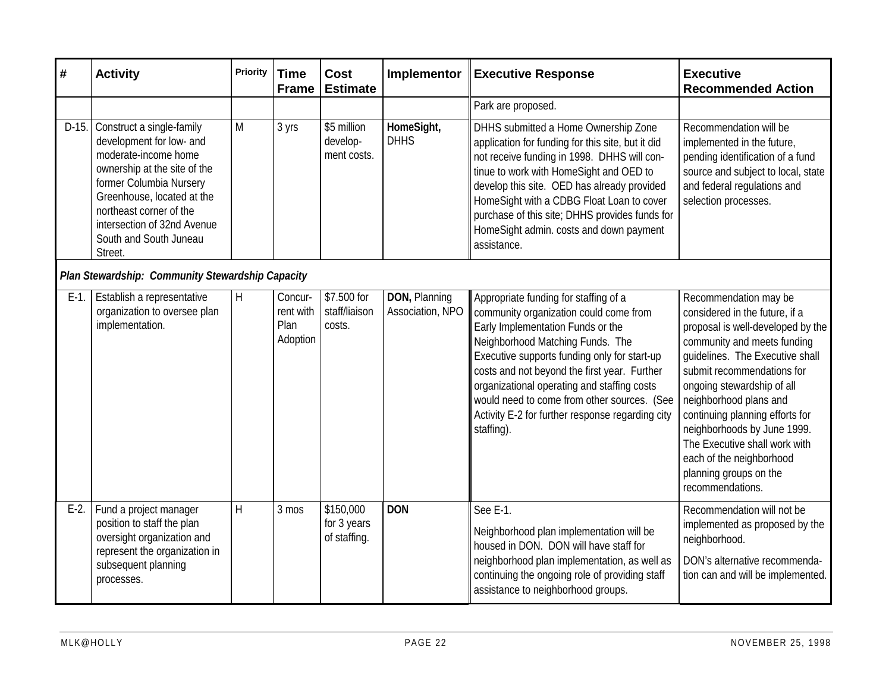| # | Activity | Priority | Time Frame | Cost Estimate | Implementor | Executive Response | Executive Recommended Action |
|---|---|---|---|---|---|---|---|
| | | | | | | Park are proposed. | |
| D-15. | Construct a single-family development for low- and moderate-income home ownership at the site of the former Columbia Nursery Greenhouse, located at the northeast corner of the intersection of 32nd Avenue South and South Juneau Street. | M | 3 yrs | $5 million develop-ment costs. | **HomeSight,** DHHS | DHHS submitted a Home Ownership Zone application for funding for this site, but it did not receive funding in 1998. DHHS will con-tinue to work with HomeSight and OED to develop this site. OED has already provided HomeSight with a CDBG Float Loan to cover purchase of this site; DHHS provides funds for HomeSight admin. costs and down payment assistance. | Recommendation will be implemented in the future, pending identification of a fund source and subject to local, state and federal regulations and selection processes. |
| ***Plan Stewardship: Community Stewardship Capacity*** | | | | | | | |
| E-1. | Establish a representative organization to oversee plan implementation. | H | Concur-rent with Plan Adoption | $7.500 for staff/liaison costs. | **DON,** Planning Association, NPO | Appropriate funding for staffing of a community organization could come from Early Implementation Funds or the Neighborhood Matching Funds. The Executive supports funding only for start-up costs and not beyond the first year. Further organizational operating and staffing costs would need to come from other sources. (See Activity E-2 for further response regarding city staffing). | Recommendation may be considered in the future, if a proposal is well-developed by the community and meets funding guidelines. The Executive shall submit recommendations for ongoing stewardship of all neighborhood plans and continuing planning efforts for neighborhoods by June 1999. The Executive shall work with each of the neighborhood planning groups on the recommendations. |
| E-2. | Fund a project manager position to staff the plan oversight organization and represent the organization in subsequent planning processes. | H | 3 mos | $150,000 for 3 years of staffing. | **DON** | See E-1. Neighborhood plan implementation will be housed in DON. DON will have staff for neighborhood plan implementation, as well as continuing the ongoing role of providing staff assistance to neighborhood groups. | Recommendation will not be implemented as proposed by the neighborhood. DON's alternative recommenda-tion can and will be implemented. |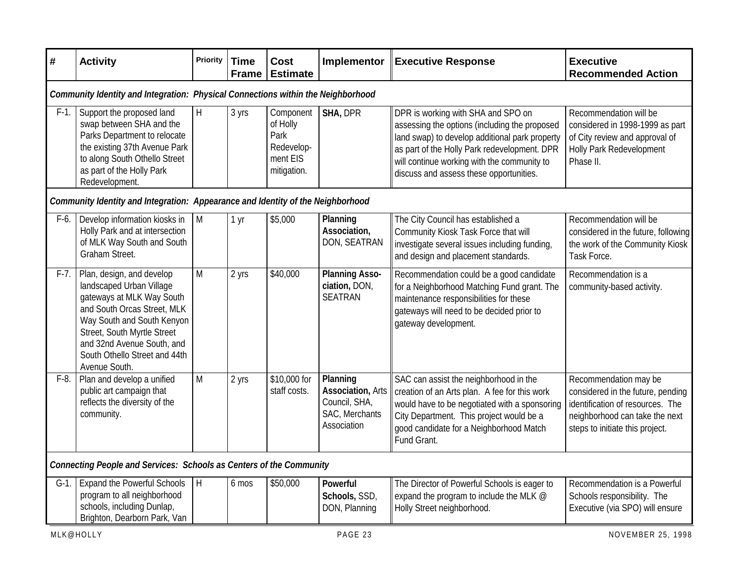| # | Activity | Priority | Time Frame | Cost Estimate | Implementor | Executive Response | Executive Recommended Action |
|---|---|---|---|---|---|---|---|
| ***Community Identity and Integration: Physical Connections within the Neighborhood*** | | | | | | | |
| F-1. | Support the proposed land swap between SHA and the Parks Department to relocate the existing 37th Avenue Park to along South Othello Street as part of the Holly Park Redevelopment. | H | 3 yrs | Component of Holly Park Redevelopment EIS mitigation. | **SHA,** DPR | DPR is working with SHA and SPO on assessing the options (including the proposed land swap) to develop additional park property as part of the Holly Park redevelopment. DPR will continue working with the community to discuss and assess these opportunities. | Recommendation will be considered in 1998-1999 as part of City review and approval of Holly Park Redevelopment Phase II. |
| ***Community Identity and Integration: Appearance and Identity of the Neighborhood*** | | | | | | | |
| F-6. | Develop information kiosks in Holly Park and at intersection of MLK Way South and South Graham Street. | M | 1 yr | $5,000 | **Planning Association,** DON, SEATRAN | The City Council has established a Community Kiosk Task Force that will investigate several issues including funding, and design and placement standards. | Recommendation will be considered in the future, following the work of the Community Kiosk Task Force. |
| F-7. | Plan, design, and develop landscaped Urban Village gateways at MLK Way South and South Orcas Street, MLK Way South and South Kenyon Street, South Myrtle Street and 32nd Avenue South, and South Othello Street and 44th Avenue South. | M | 2 yrs | $40,000 | **Planning Association,** DON, SEATRAN | Recommendation could be a good candidate for a Neighborhood Matching Fund grant. The maintenance responsibilities for these gateways will need to be decided prior to gateway development. | Recommendation is a community-based activity. |
| F-8. | Plan and develop a unified public art campaign that reflects the diversity of the community. | M | 2 yrs | $10,000 for staff costs. | **Planning Association,** Arts Council, SHA, SAC, Merchants Association | SAC can assist the neighborhood in the creation of an Arts plan. A fee for this work would have to be negotiated with a sponsoring City Department. This project would be a good candidate for a Neighborhood Match Fund Grant. | Recommendation may be considered in the future, pending identification of resources. The neighborhood can take the next steps to initiate this project. |
| ***Connecting People and Services: Schools as Centers of the Community*** | | | | | | | |
| G-1. | Expand the Powerful Schools program to all neighborhood schools, including Dunlap, Brighton, Dearborn Park, Van | H | 6 mos | $50,000 | **Powerful Schools,** SSD, DON, Planning | The Director of Powerful Schools is eager to expand the program to include the MLK @ Holly Street neighborhood. | Recommendation is a Powerful Schools responsibility. The Executive (via SPO) will ensure |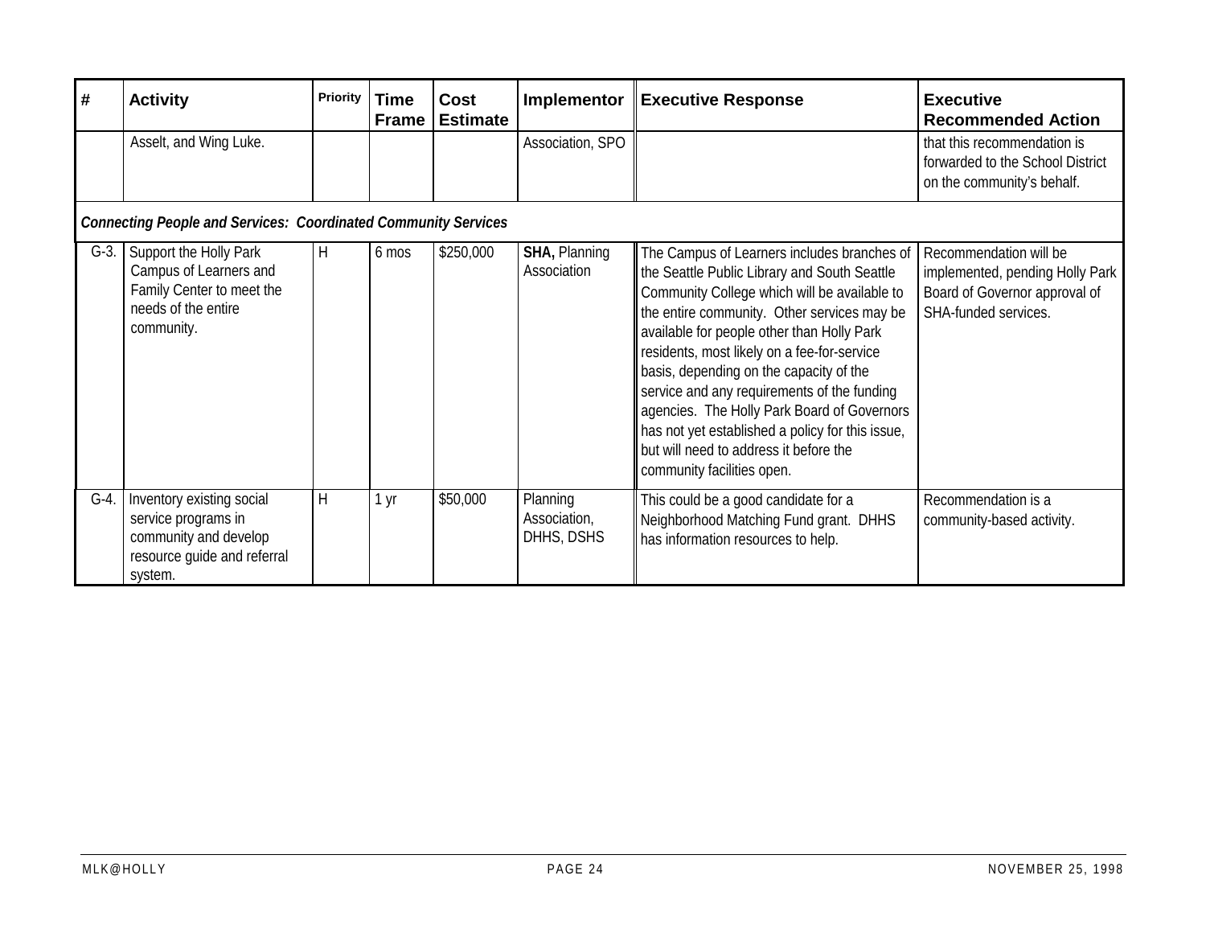| # | Activity | Priority | Time Frame | Cost Estimate | Implementor | Executive Response | Executive Recommended Action |
|---|---|---|---|---|---|---|---|
| | Asselt, and Wing Luke. | | | | Association, SPO | | that this recommendation is forwarded to the School District on the community's behalf. |
| ***Connecting People and Services: Coordinated Community Services*** | | | | | | | |
| G-3. | Support the Holly Park Campus of Learners and Family Center to meet the needs of the entire community. | H | 6 mos | $250,000 | **SHA,** Planning Association | The Campus of Learners includes branches of the Seattle Public Library and South Seattle Community College which will be available to the entire community. Other services may be available for people other than Holly Park residents, most likely on a fee-for-service basis, depending on the capacity of the service and any requirements of the funding agencies. The Holly Park Board of Governors has not yet established a policy for this issue, but will need to address it before the community facilities open. | Recommendation will be implemented, pending Holly Park Board of Governor approval of SHA-funded services. |
| G-4. | Inventory existing social service programs in community and develop resource guide and referral system. | H | 1 yr | $50,000 | Planning Association, DHHS, DSHS | This could be a good candidate for a Neighborhood Matching Fund grant. DHHS has information resources to help. | Recommendation is a community-based activity. |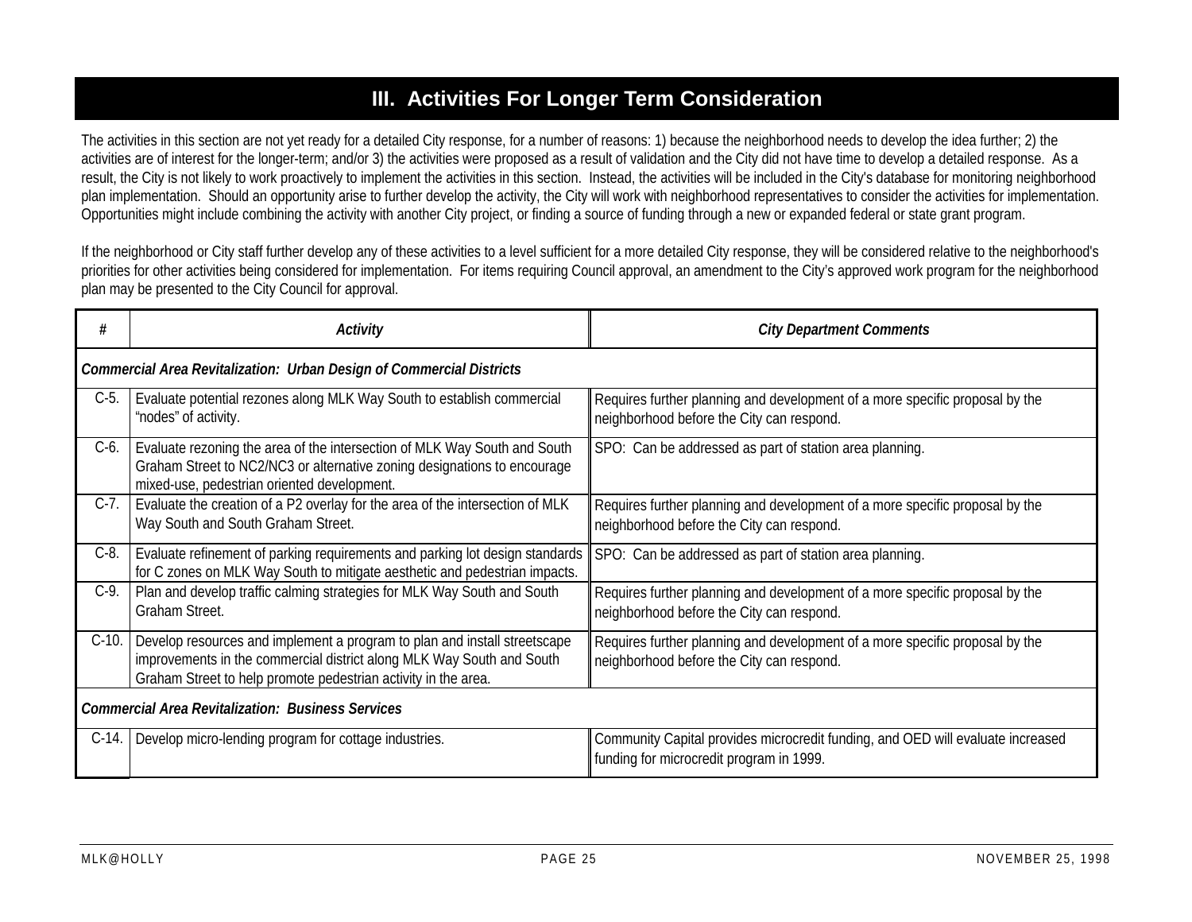## III. Activities For Longer Term Consideration

The activities in this section are not yet ready for a detailed City response, for a number of reasons: 1) because the neighborhood needs to develop the idea further; 2) the activities are of interest for the longer-term; and/or 3) the activities were proposed as a result of validation and the City did not have time to develop a detailed response. As a result, the City is not likely to work proactively to implement the activities in this section. Instead, the activities will be included in the City's database for monitoring neighborhood plan implementation. Should an opportunity arise to further develop the activity, the City will work with neighborhood representatives to consider the activities for implementation. Opportunities might include combining the activity with another City project, or finding a source of funding through a new or expanded federal or state grant program.

If the neighborhood or City staff further develop any of these activities to a level sufficient for a more detailed City response, they will be considered relative to the neighborhood's priorities for other activities being considered for implementation. For items requiring Council approval, an amendment to the City's approved work program for the neighborhood plan may be presented to the City Council for approval.

| # | *Activity* | *City Department Comments* |
|---|---|---|
| ***Commercial Area Revitalization: Urban Design of Commercial Districts*** | | |
| C-5. | Evaluate potential rezones along MLK Way South to establish commercial "nodes" of activity. | Requires further planning and development of a more specific proposal by the neighborhood before the City can respond. |
| C-6. | Evaluate rezoning the area of the intersection of MLK Way South and South Graham Street to NC2/NC3 or alternative zoning designations to encourage mixed-use, pedestrian oriented development. | SPO: Can be addressed as part of station area planning. |
| C-7. | Evaluate the creation of a P2 overlay for the area of the intersection of MLK Way South and South Graham Street. | Requires further planning and development of a more specific proposal by the neighborhood before the City can respond. |
| C-8. | Evaluate refinement of parking requirements and parking lot design standards for C zones on MLK Way South to mitigate aesthetic and pedestrian impacts. | SPO: Can be addressed as part of station area planning. |
| C-9. | Plan and develop traffic calming strategies for MLK Way South and South Graham Street. | Requires further planning and development of a more specific proposal by the neighborhood before the City can respond. |
| C-10. | Develop resources and implement a program to plan and install streetscape improvements in the commercial district along MLK Way South and South Graham Street to help promote pedestrian activity in the area. | Requires further planning and development of a more specific proposal by the neighborhood before the City can respond. |
| ***Commercial Area Revitalization: Business Services*** | | |
| C-14. | Develop micro-lending program for cottage industries. | Community Capital provides microcredit funding, and OED will evaluate increased funding for microcredit program in 1999. |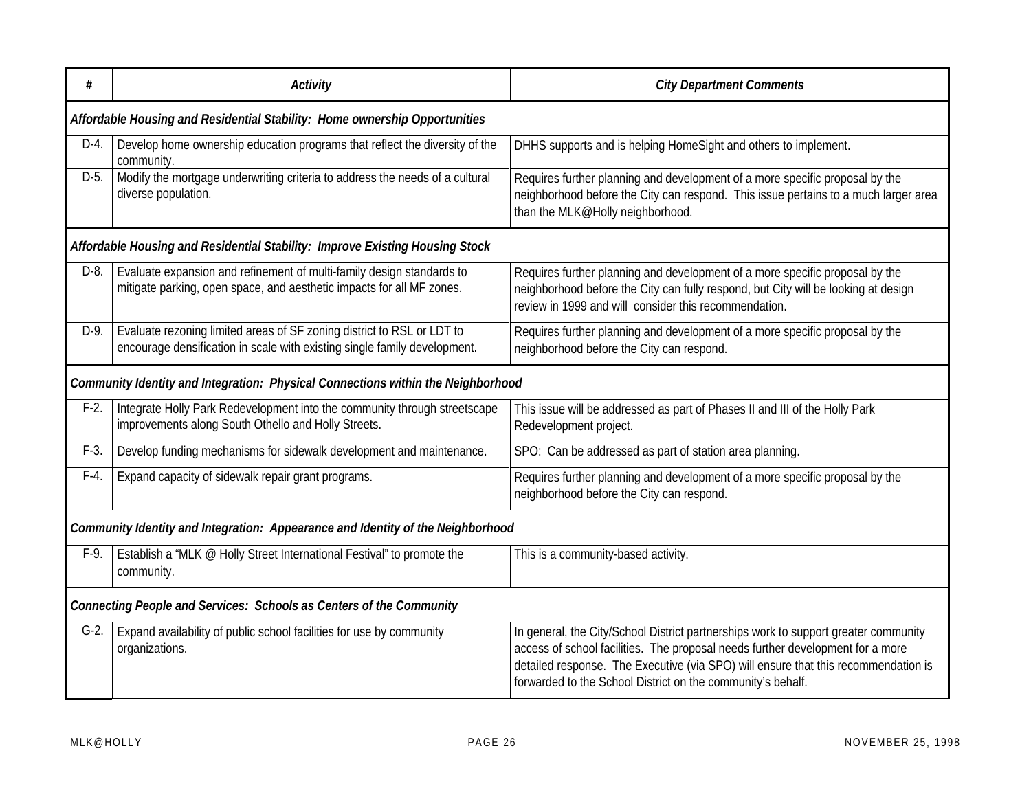| # | *Activity* | *City Department Comments* |
|---|---|---|
| ***Affordable Housing and Residential Stability: Home ownership Opportunities*** | | |
| D-4. | Develop home ownership education programs that reflect the diversity of the community. | DHHS supports and is helping HomeSight and others to implement. |
| D-5. | Modify the mortgage underwriting criteria to address the needs of a cultural diverse population. | Requires further planning and development of a more specific proposal by the neighborhood before the City can respond. This issue pertains to a much larger area than the MLK@Holly neighborhood. |
| ***Affordable Housing and Residential Stability: Improve Existing Housing Stock*** | | |
| D-8. | Evaluate expansion and refinement of multi-family design standards to mitigate parking, open space, and aesthetic impacts for all MF zones. | Requires further planning and development of a more specific proposal by the neighborhood before the City can fully respond, but City will be looking at design review in 1999 and will consider this recommendation. |
| D-9. | Evaluate rezoning limited areas of SF zoning district to RSL or LDT to encourage densification in scale with existing single family development. | Requires further planning and development of a more specific proposal by the neighborhood before the City can respond. |
| ***Community Identity and Integration: Physical Connections within the Neighborhood*** | | |
| F-2. | Integrate Holly Park Redevelopment into the community through streetscape improvements along South Othello and Holly Streets. | This issue will be addressed as part of Phases II and III of the Holly Park Redevelopment project. |
| F-3. | Develop funding mechanisms for sidewalk development and maintenance. | SPO: Can be addressed as part of station area planning. |
| F-4. | Expand capacity of sidewalk repair grant programs. | Requires further planning and development of a more specific proposal by the neighborhood before the City can respond. |
| ***Community Identity and Integration: Appearance and Identity of the Neighborhood*** | | |
| F-9. | Establish a "MLK @ Holly Street International Festival" to promote the community. | This is a community-based activity. |
| ***Connecting People and Services: Schools as Centers of the Community*** | | |
| G-2. | Expand availability of public school facilities for use by community organizations. | In general, the City/School District partnerships work to support greater community access of school facilities. The proposal needs further development for a more detailed response. The Executive (via SPO) will ensure that this recommendation is forwarded to the School District on the community's behalf. |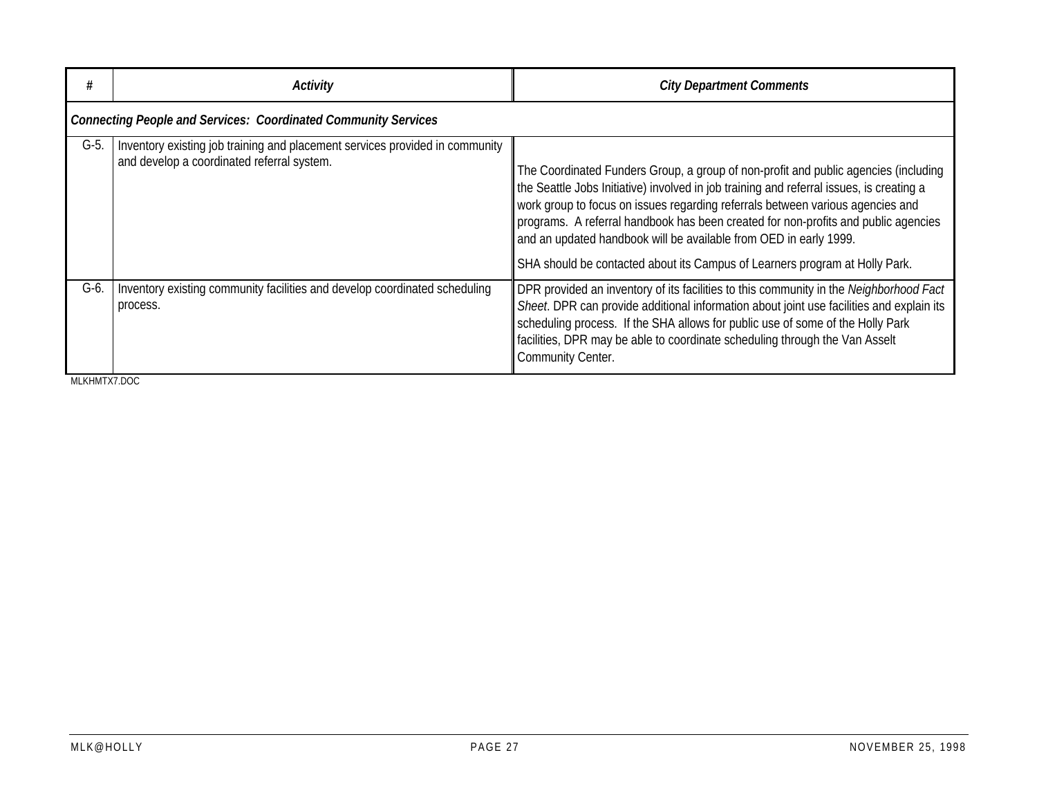| # | *Activity* | *City Department Comments* |
|---|---|---|
| ***Connecting People and Services: Coordinated Community Services*** | | |
| G-5. | Inventory existing job training and placement services provided in community and develop a coordinated referral system. | The Coordinated Funders Group, a group of non-profit and public agencies (including the Seattle Jobs Initiative) involved in job training and referral issues, is creating a work group to focus on issues regarding referrals between various agencies and programs. A referral handbook has been created for non-profits and public agencies and an updated handbook will be available from OED in early 1999.<br><br>SHA should be contacted about its Campus of Learners program at Holly Park. |
| G-6. | Inventory existing community facilities and develop coordinated scheduling process. | DPR provided an inventory of its facilities to this community in the *Neighborhood Fact Sheet*. DPR can provide additional information about joint use facilities and explain its scheduling process. If the SHA allows for public use of some of the Holly Park facilities, DPR may be able to coordinate scheduling through the Van Asselt Community Center. |

MLKHMTX7.DOC